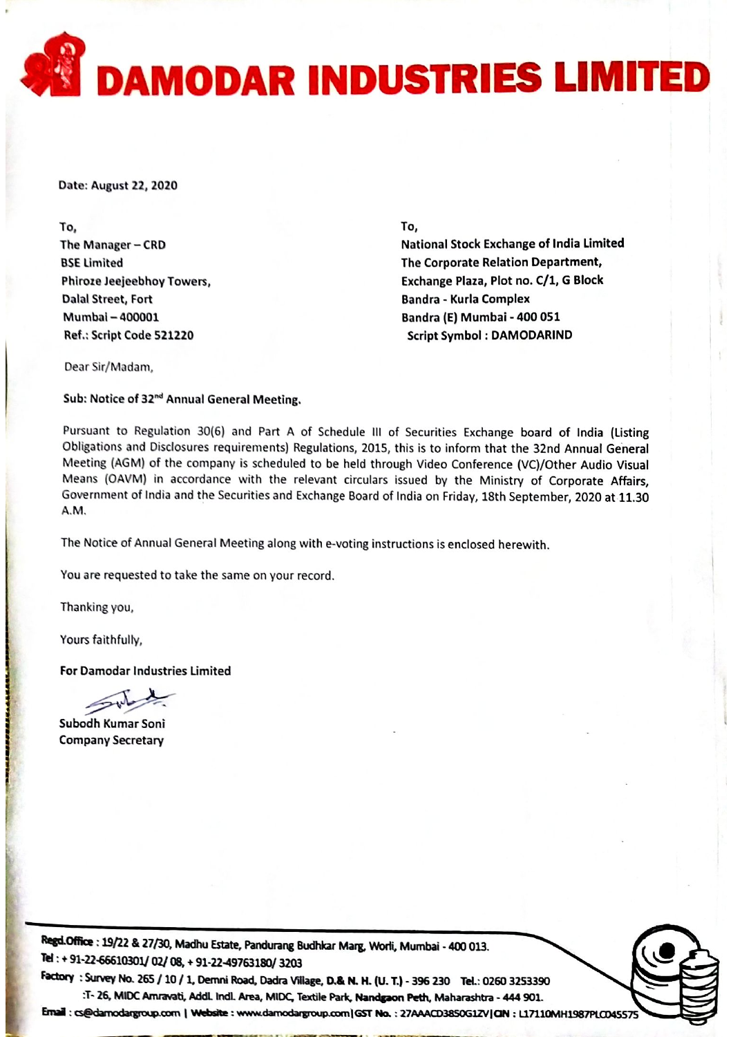# DAMODAR INDUSTRIES LIMITED

Date: August 22, 2020

To,
The Manager – CRD
BSE Limited
Phiroze Jeejeebhoy Towers,
Dalal Street, Fort
Mumbai – 400001
Ref.: Script Code 521220

To,
National Stock Exchange of India Limited
The Corporate Relation Department,
Exchange Plaza, Plot no. C/1, G Block
Bandra - Kurla Complex
Bandra (E) Mumbai - 400 051
Script Symbol : DAMODARIND

Dear Sir/Madam,

**Sub: Notice of 32nd Annual General Meeting.**

Pursuant to Regulation 30(6) and Part A of Schedule III of Securities Exchange board of India (Listing Obligations and Disclosures requirements) Regulations, 2015, this is to inform that the 32nd Annual General Meeting (AGM) of the company is scheduled to be held through Video Conference (VC)/Other Audio Visual Means (OAVM) in accordance with the relevant circulars issued by the Ministry of Corporate Affairs, Government of India and the Securities and Exchange Board of India on Friday, 18th September, 2020 at 11.30 A.M.

The Notice of Annual General Meeting along with e-voting instructions is enclosed herewith.

You are requested to take the same on your record.

Thanking you,

Yours faithfully,

**For Damodar Industries Limited**

Subodh Kumar Soni
Company Secretary

**Regd.Office** : 19/22 & 27/30, Madhu Estate, Pandurang Budhkar Marg, Worli, Mumbai - 400 013.
**Tel** : + 91-22-66610301/ 02/ 08, + 91-22-49763180/ 3203
**Factory** : Survey No. 265 / 10 / 1, Demni Road, Dadra Village, D.& N. H. (U. T.) - 396 230 Tel.: 0260 3253390
:T- 26, MIDC Amravati, Addl. Indl. Area, MIDC, Textile Park, Nandgaon Peth, Maharashtra - 444 901.
**Email** : cs@damodargroup.com | **Website** : www.damodargroup.com | GST No. : 27AAACD3850G1ZV | CIN : L17110MH1987PLC045575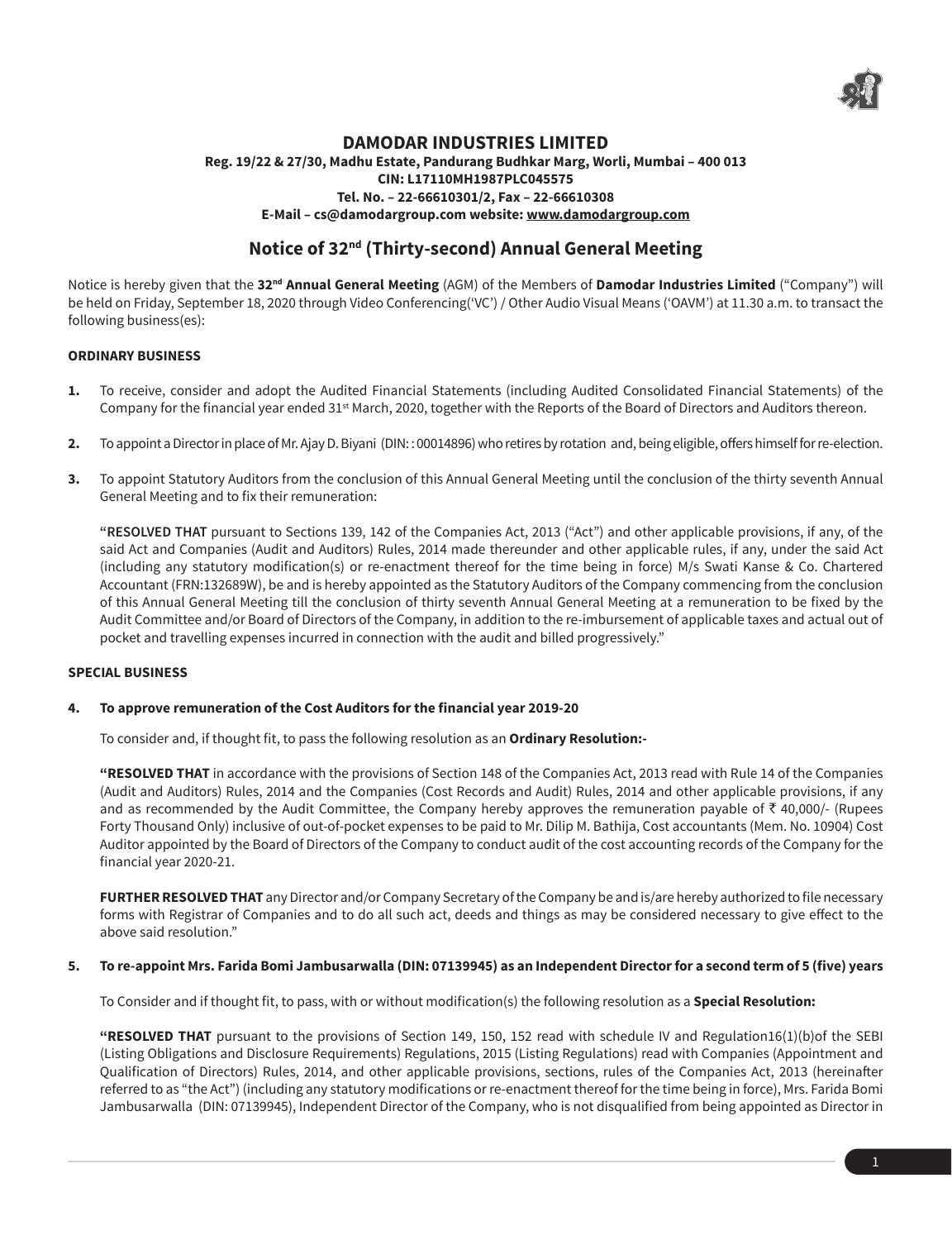# DAMODAR INDUSTRIES LIMITED

**Reg. 19/22 & 27/30, Madhu Estate, Pandurang Budhkar Marg, Worli, Mumbai – 400 013**
**CIN: L17110MH1987PLC045575**
**Tel. No. – 22-66610301/2, Fax – 22-66610308**
**E-Mail – cs@damodargroup.com website: www.damodargroup.com**

## Notice of 32nd (Thirty-second) Annual General Meeting

Notice is hereby given that the **32nd Annual General Meeting** (AGM) of the Members of **Damodar Industries Limited** ("Company") will be held on Friday, September 18, 2020 through Video Conferencing('VC') / Other Audio Visual Means ('OAVM') at 11.30 a.m. to transact the following business(es):

**ORDINARY BUSINESS**

**1.** To receive, consider and adopt the Audited Financial Statements (including Audited Consolidated Financial Statements) of the Company for the financial year ended 31st March, 2020, together with the Reports of the Board of Directors and Auditors thereon.

**2.** To appoint a Director in place of Mr. Ajay D. Biyani (DIN: : 00014896) who retires by rotation and, being eligible, offers himself for re-election.

**3.** To appoint Statutory Auditors from the conclusion of this Annual General Meeting until the conclusion of the thirty seventh Annual General Meeting and to fix their remuneration:

"**RESOLVED THAT** pursuant to Sections 139, 142 of the Companies Act, 2013 ("Act") and other applicable provisions, if any, of the said Act and Companies (Audit and Auditors) Rules, 2014 made thereunder and other applicable rules, if any, under the said Act (including any statutory modification(s) or re-enactment thereof for the time being in force) M/s Swati Kanse & Co. Chartered Accountant (FRN:132689W), be and is hereby appointed as the Statutory Auditors of the Company commencing from the conclusion of this Annual General Meeting till the conclusion of thirty seventh Annual General Meeting at a remuneration to be fixed by the Audit Committee and/or Board of Directors of the Company, in addition to the re-imbursement of applicable taxes and actual out of pocket and travelling expenses incurred in connection with the audit and billed progressively."

**SPECIAL BUSINESS**

**4. To approve remuneration of the Cost Auditors for the financial year 2019-20**

To consider and, if thought fit, to pass the following resolution as an **Ordinary Resolution:-**

**"RESOLVED THAT** in accordance with the provisions of Section 148 of the Companies Act, 2013 read with Rule 14 of the Companies (Audit and Auditors) Rules, 2014 and the Companies (Cost Records and Audit) Rules, 2014 and other applicable provisions, if any and as recommended by the Audit Committee, the Company hereby approves the remuneration payable of ₹ 40,000/- (Rupees Forty Thousand Only) inclusive of out-of-pocket expenses to be paid to Mr. Dilip M. Bathija, Cost accountants (Mem. No. 10904) Cost Auditor appointed by the Board of Directors of the Company to conduct audit of the cost accounting records of the Company for the financial year 2020-21.

**FURTHER RESOLVED THAT** any Director and/or Company Secretary of the Company be and is/are hereby authorized to file necessary forms with Registrar of Companies and to do all such act, deeds and things as may be considered necessary to give effect to the above said resolution."

**5. To re-appoint Mrs. Farida Bomi Jambusarwalla (DIN: 07139945) as an Independent Director for a second term of 5 (five) years**

To Consider and if thought fit, to pass, with or without modification(s) the following resolution as a **Special Resolution:**

**"RESOLVED THAT** pursuant to the provisions of Section 149, 150, 152 read with schedule IV and Regulation16(1)(b)of the SEBI (Listing Obligations and Disclosure Requirements) Regulations, 2015 (Listing Regulations) read with Companies (Appointment and Qualification of Directors) Rules, 2014, and other applicable provisions, sections, rules of the Companies Act, 2013 (hereinafter referred to as "the Act") (including any statutory modifications or re-enactment thereof for the time being in force), Mrs. Farida Bomi Jambusarwalla (DIN: 07139945), Independent Director of the Company, who is not disqualified from being appointed as Director in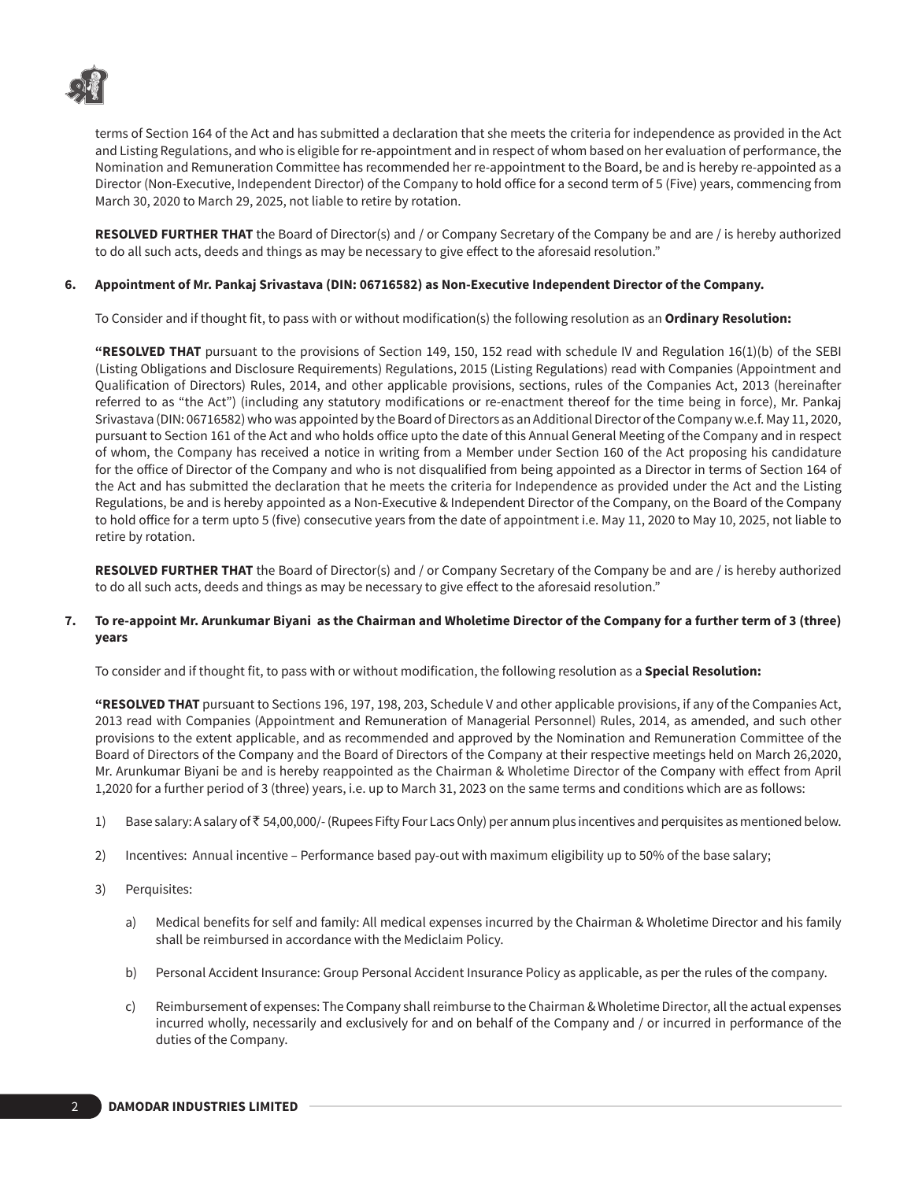terms of Section 164 of the Act and has submitted a declaration that she meets the criteria for independence as provided in the Act and Listing Regulations, and who is eligible for re-appointment and in respect of whom based on her evaluation of performance, the Nomination and Remuneration Committee has recommended her re-appointment to the Board, be and is hereby re-appointed as a Director (Non-Executive, Independent Director) of the Company to hold office for a second term of 5 (Five) years, commencing from March 30, 2020 to March 29, 2025, not liable to retire by rotation.

**RESOLVED FURTHER THAT** the Board of Director(s) and / or Company Secretary of the Company be and are / is hereby authorized to do all such acts, deeds and things as may be necessary to give effect to the aforesaid resolution."

**6. Appointment of Mr. Pankaj Srivastava (DIN: 06716582) as Non-Executive Independent Director of the Company.**

To Consider and if thought fit, to pass with or without modification(s) the following resolution as an **Ordinary Resolution:**

**"RESOLVED THAT** pursuant to the provisions of Section 149, 150, 152 read with schedule IV and Regulation 16(1)(b) of the SEBI (Listing Obligations and Disclosure Requirements) Regulations, 2015 (Listing Regulations) read with Companies (Appointment and Qualification of Directors) Rules, 2014, and other applicable provisions, sections, rules of the Companies Act, 2013 (hereinafter referred to as "the Act") (including any statutory modifications or re-enactment thereof for the time being in force), Mr. Pankaj Srivastava (DIN: 06716582) who was appointed by the Board of Directors as an Additional Director of the Company w.e.f. May 11, 2020, pursuant to Section 161 of the Act and who holds office upto the date of this Annual General Meeting of the Company and in respect of whom, the Company has received a notice in writing from a Member under Section 160 of the Act proposing his candidature for the office of Director of the Company and who is not disqualified from being appointed as a Director in terms of Section 164 of the Act and has submitted the declaration that he meets the criteria for Independence as provided under the Act and the Listing Regulations, be and is hereby appointed as a Non-Executive & Independent Director of the Company, on the Board of the Company to hold office for a term upto 5 (five) consecutive years from the date of appointment i.e. May 11, 2020 to May 10, 2025, not liable to retire by rotation.

**RESOLVED FURTHER THAT** the Board of Director(s) and / or Company Secretary of the Company be and are / is hereby authorized to do all such acts, deeds and things as may be necessary to give effect to the aforesaid resolution."

**7. To re-appoint Mr. Arunkumar Biyani as the Chairman and Wholetime Director of the Company for a further term of 3 (three) years**

To consider and if thought fit, to pass with or without modification, the following resolution as a **Special Resolution:**

**"RESOLVED THAT** pursuant to Sections 196, 197, 198, 203, Schedule V and other applicable provisions, if any of the Companies Act, 2013 read with Companies (Appointment and Remuneration of Managerial Personnel) Rules, 2014, as amended, and such other provisions to the extent applicable, and as recommended and approved by the Nomination and Remuneration Committee of the Board of Directors of the Company and the Board of Directors of the Company at their respective meetings held on March 26,2020, Mr. Arunkumar Biyani be and is hereby reappointed as the Chairman & Wholetime Director of the Company with effect from April 1,2020 for a further period of 3 (three) years, i.e. up to March 31, 2023 on the same terms and conditions which are as follows:

1) Base salary: A salary of ₹ 54,00,000/- (Rupees Fifty Four Lacs Only) per annum plus incentives and perquisites as mentioned below.

2) Incentives: Annual incentive – Performance based pay-out with maximum eligibility up to 50% of the base salary;

3) Perquisites:

   a) Medical benefits for self and family: All medical expenses incurred by the Chairman & Wholetime Director and his family shall be reimbursed in accordance with the Mediclaim Policy.

   b) Personal Accident Insurance: Group Personal Accident Insurance Policy as applicable, as per the rules of the company.

   c) Reimbursement of expenses: The Company shall reimburse to the Chairman & Wholetime Director, all the actual expenses incurred wholly, necessarily and exclusively for and on behalf of the Company and / or incurred in performance of the duties of the Company.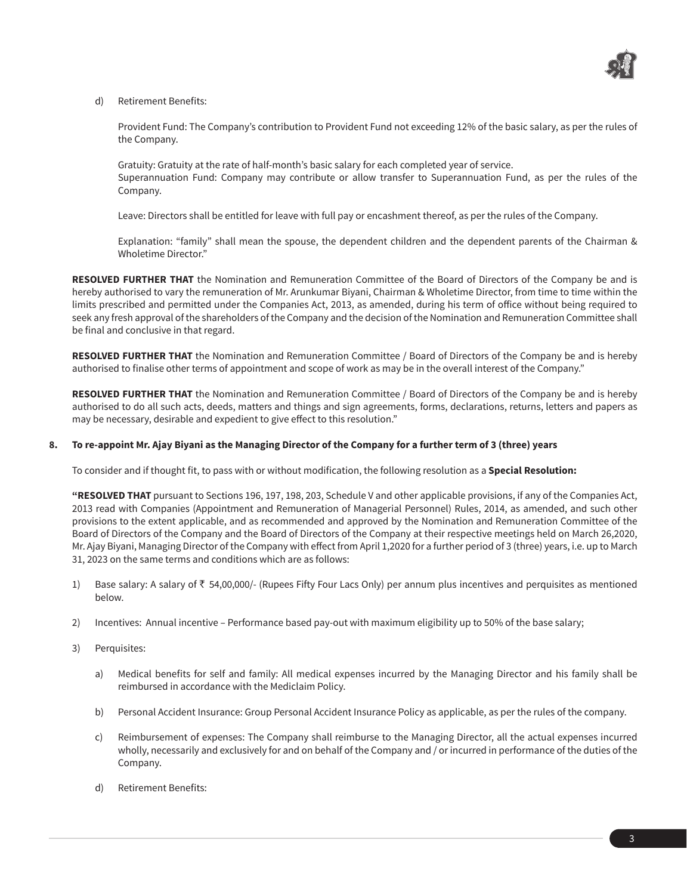d) Retirement Benefits:

Provident Fund: The Company's contribution to Provident Fund not exceeding 12% of the basic salary, as per the rules of the Company.

Gratuity: Gratuity at the rate of half-month's basic salary for each completed year of service.
Superannuation Fund: Company may contribute or allow transfer to Superannuation Fund, as per the rules of the Company.

Leave: Directors shall be entitled for leave with full pay or encashment thereof, as per the rules of the Company.

Explanation: "family" shall mean the spouse, the dependent children and the dependent parents of the Chairman & Wholetime Director."

**RESOLVED FURTHER THAT** the Nomination and Remuneration Committee of the Board of Directors of the Company be and is hereby authorised to vary the remuneration of Mr. Arunkumar Biyani, Chairman & Wholetime Director, from time to time within the limits prescribed and permitted under the Companies Act, 2013, as amended, during his term of office without being required to seek any fresh approval of the shareholders of the Company and the decision of the Nomination and Remuneration Committee shall be final and conclusive in that regard.

**RESOLVED FURTHER THAT** the Nomination and Remuneration Committee / Board of Directors of the Company be and is hereby authorised to finalise other terms of appointment and scope of work as may be in the overall interest of the Company."

**RESOLVED FURTHER THAT** the Nomination and Remuneration Committee / Board of Directors of the Company be and is hereby authorised to do all such acts, deeds, matters and things and sign agreements, forms, declarations, returns, letters and papers as may be necessary, desirable and expedient to give effect to this resolution."

**8. To re-appoint Mr. Ajay Biyani as the Managing Director of the Company for a further term of 3 (three) years**

To consider and if thought fit, to pass with or without modification, the following resolution as a **Special Resolution:**

**"RESOLVED THAT** pursuant to Sections 196, 197, 198, 203, Schedule V and other applicable provisions, if any of the Companies Act, 2013 read with Companies (Appointment and Remuneration of Managerial Personnel) Rules, 2014, as amended, and such other provisions to the extent applicable, and as recommended and approved by the Nomination and Remuneration Committee of the Board of Directors of the Company and the Board of Directors of the Company at their respective meetings held on March 26,2020, Mr. Ajay Biyani, Managing Director of the Company with effect from April 1,2020 for a further period of 3 (three) years, i.e. up to March 31, 2023 on the same terms and conditions which are as follows:

1) Base salary: A salary of ₹ 54,00,000/- (Rupees Fifty Four Lacs Only) per annum plus incentives and perquisites as mentioned below.

2) Incentives: Annual incentive – Performance based pay-out with maximum eligibility up to 50% of the base salary;

3) Perquisites:

    a) Medical benefits for self and family: All medical expenses incurred by the Managing Director and his family shall be reimbursed in accordance with the Mediclaim Policy.

    b) Personal Accident Insurance: Group Personal Accident Insurance Policy as applicable, as per the rules of the company.

    c) Reimbursement of expenses: The Company shall reimburse to the Managing Director, all the actual expenses incurred wholly, necessarily and exclusively for and on behalf of the Company and / or incurred in performance of the duties of the Company.

    d) Retirement Benefits: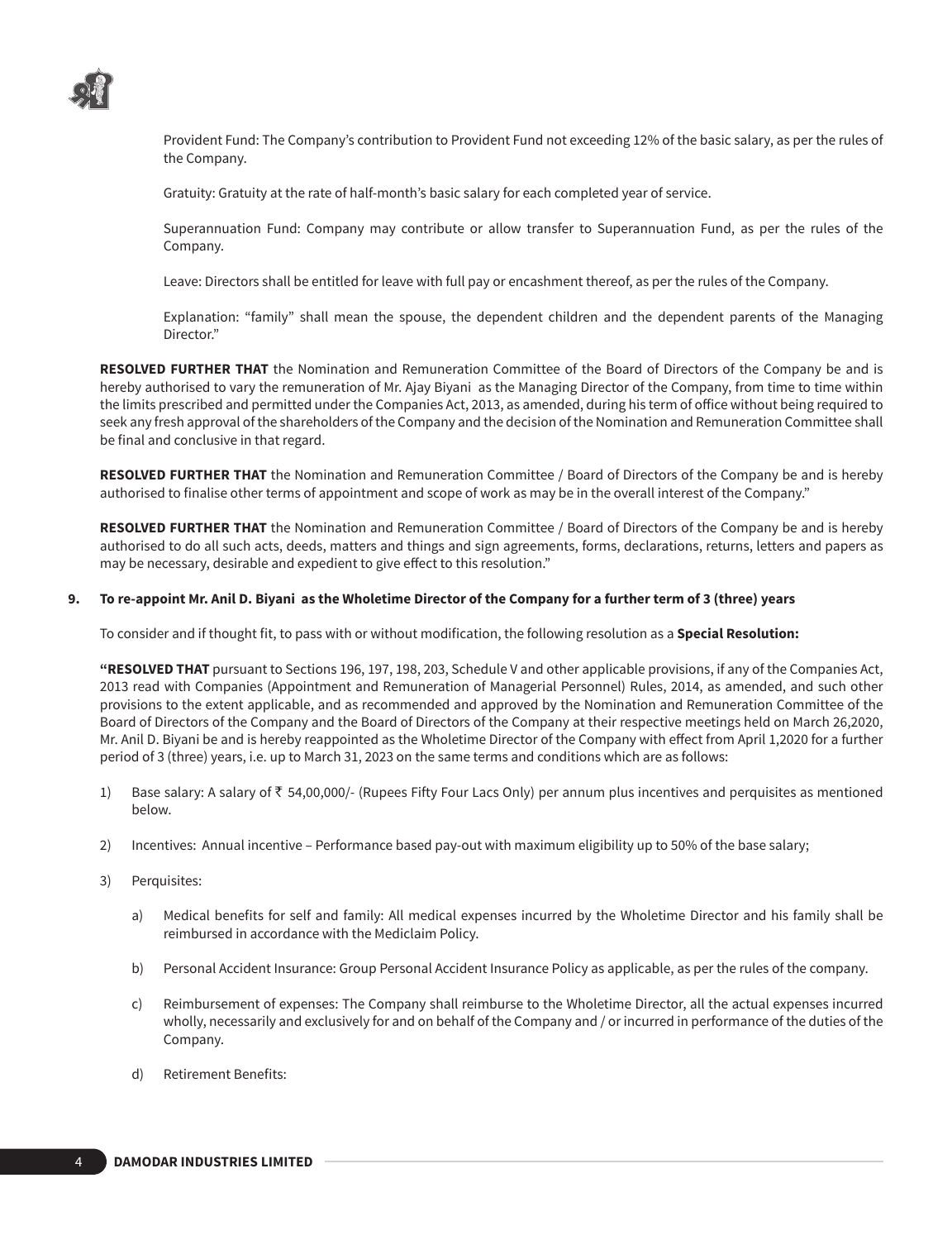Provident Fund: The Company's contribution to Provident Fund not exceeding 12% of the basic salary, as per the rules of the Company.

Gratuity: Gratuity at the rate of half-month's basic salary for each completed year of service.

Superannuation Fund: Company may contribute or allow transfer to Superannuation Fund, as per the rules of the Company.

Leave: Directors shall be entitled for leave with full pay or encashment thereof, as per the rules of the Company.

Explanation: "family" shall mean the spouse, the dependent children and the dependent parents of the Managing Director."

**RESOLVED FURTHER THAT** the Nomination and Remuneration Committee of the Board of Directors of the Company be and is hereby authorised to vary the remuneration of Mr. Ajay Biyani as the Managing Director of the Company, from time to time within the limits prescribed and permitted under the Companies Act, 2013, as amended, during his term of office without being required to seek any fresh approval of the shareholders of the Company and the decision of the Nomination and Remuneration Committee shall be final and conclusive in that regard.

**RESOLVED FURTHER THAT** the Nomination and Remuneration Committee / Board of Directors of the Company be and is hereby authorised to finalise other terms of appointment and scope of work as may be in the overall interest of the Company."

**RESOLVED FURTHER THAT** the Nomination and Remuneration Committee / Board of Directors of the Company be and is hereby authorised to do all such acts, deeds, matters and things and sign agreements, forms, declarations, returns, letters and papers as may be necessary, desirable and expedient to give effect to this resolution."

**9. To re-appoint Mr. Anil D. Biyani as the Wholetime Director of the Company for a further term of 3 (three) years**

To consider and if thought fit, to pass with or without modification, the following resolution as a **Special Resolution:**

**"RESOLVED THAT** pursuant to Sections 196, 197, 198, 203, Schedule V and other applicable provisions, if any of the Companies Act, 2013 read with Companies (Appointment and Remuneration of Managerial Personnel) Rules, 2014, as amended, and such other provisions to the extent applicable, and as recommended and approved by the Nomination and Remuneration Committee of the Board of Directors of the Company and the Board of Directors of the Company at their respective meetings held on March 26,2020, Mr. Anil D. Biyani be and is hereby reappointed as the Wholetime Director of the Company with effect from April 1,2020 for a further period of 3 (three) years, i.e. up to March 31, 2023 on the same terms and conditions which are as follows:

1) Base salary: A salary of ₹ 54,00,000/- (Rupees Fifty Four Lacs Only) per annum plus incentives and perquisites as mentioned below.

2) Incentives: Annual incentive – Performance based pay-out with maximum eligibility up to 50% of the base salary;

3) Perquisites:

   a) Medical benefits for self and family: All medical expenses incurred by the Wholetime Director and his family shall be reimbursed in accordance with the Mediclaim Policy.

   b) Personal Accident Insurance: Group Personal Accident Insurance Policy as applicable, as per the rules of the company.

   c) Reimbursement of expenses: The Company shall reimburse to the Wholetime Director, all the actual expenses incurred wholly, necessarily and exclusively for and on behalf of the Company and / or incurred in performance of the duties of the Company.

   d) Retirement Benefits: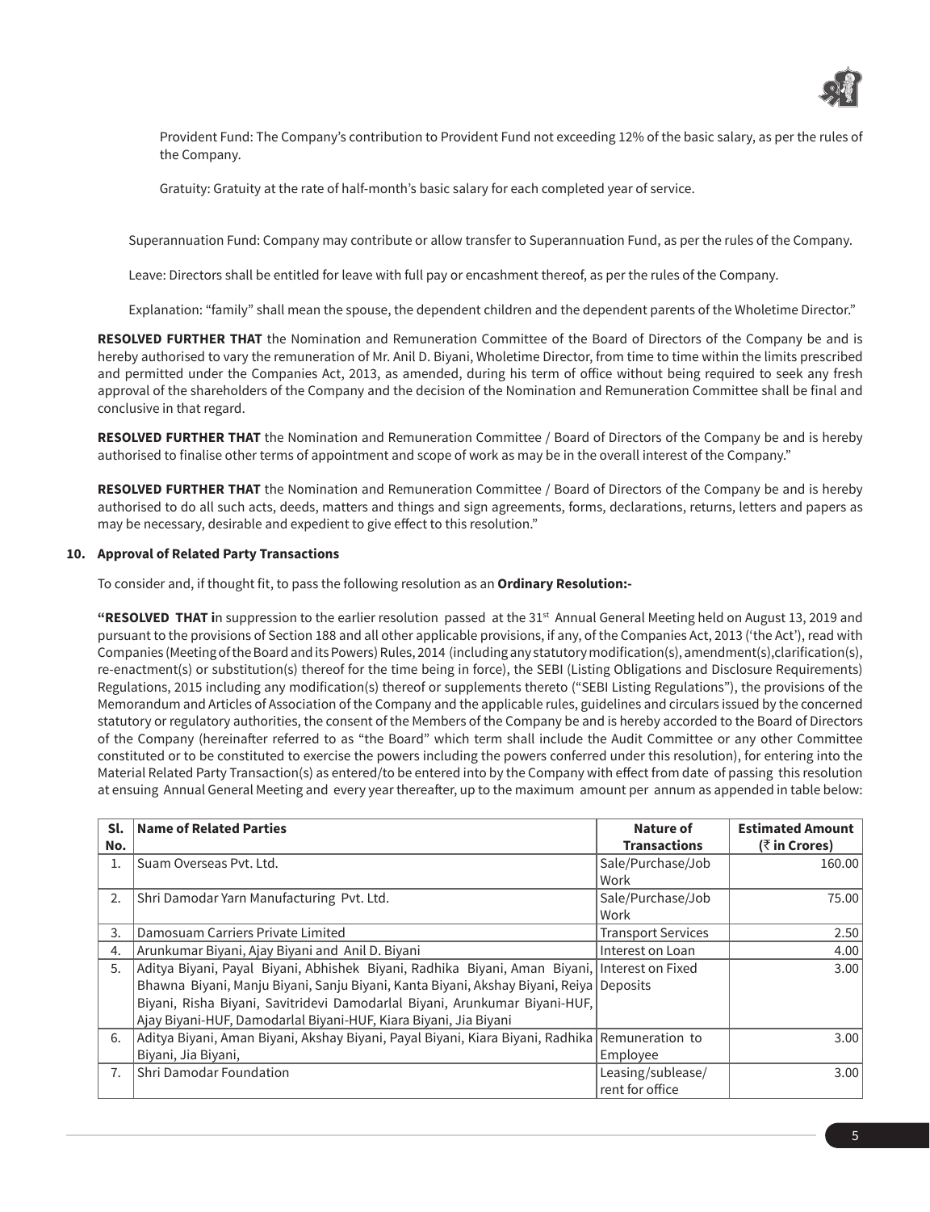Provident Fund: The Company's contribution to Provident Fund not exceeding 12% of the basic salary, as per the rules of the Company.

Gratuity: Gratuity at the rate of half-month's basic salary for each completed year of service.

Superannuation Fund: Company may contribute or allow transfer to Superannuation Fund, as per the rules of the Company.

Leave: Directors shall be entitled for leave with full pay or encashment thereof, as per the rules of the Company.

Explanation: "family" shall mean the spouse, the dependent children and the dependent parents of the Wholetime Director."

**RESOLVED FURTHER THAT** the Nomination and Remuneration Committee of the Board of Directors of the Company be and is hereby authorised to vary the remuneration of Mr. Anil D. Biyani, Wholetime Director, from time to time within the limits prescribed and permitted under the Companies Act, 2013, as amended, during his term of office without being required to seek any fresh approval of the shareholders of the Company and the decision of the Nomination and Remuneration Committee shall be final and conclusive in that regard.

**RESOLVED FURTHER THAT** the Nomination and Remuneration Committee / Board of Directors of the Company be and is hereby authorised to finalise other terms of appointment and scope of work as may be in the overall interest of the Company."

**RESOLVED FURTHER THAT** the Nomination and Remuneration Committee / Board of Directors of the Company be and is hereby authorised to do all such acts, deeds, matters and things and sign agreements, forms, declarations, returns, letters and papers as may be necessary, desirable and expedient to give effect to this resolution."

**10. Approval of Related Party Transactions**

To consider and, if thought fit, to pass the following resolution as an **Ordinary Resolution:-**

**"RESOLVED THAT i**n suppression to the earlier resolution passed at the 31st Annual General Meeting held on August 13, 2019 and pursuant to the provisions of Section 188 and all other applicable provisions, if any, of the Companies Act, 2013 ('the Act'), read with Companies (Meeting of the Board and its Powers) Rules, 2014 (including any statutory modification(s), amendment(s),clarification(s), re-enactment(s) or substitution(s) thereof for the time being in force), the SEBI (Listing Obligations and Disclosure Requirements) Regulations, 2015 including any modification(s) thereof or supplements thereto ("SEBI Listing Regulations"), the provisions of the Memorandum and Articles of Association of the Company and the applicable rules, guidelines and circulars issued by the concerned statutory or regulatory authorities, the consent of the Members of the Company be and is hereby accorded to the Board of Directors of the Company (hereinafter referred to as "the Board" which term shall include the Audit Committee or any other Committee constituted or to be constituted to exercise the powers including the powers conferred under this resolution), for entering into the Material Related Party Transaction(s) as entered/to be entered into by the Company with effect from date of passing this resolution at ensuing Annual General Meeting and every year thereafter, up to the maximum amount per annum as appended in table below:

| Sl. No. | Name of Related Parties | Nature of Transactions | Estimated Amount (₹ in Crores) |
|---|---|---|---|
| 1. | Suam Overseas Pvt. Ltd. | Sale/Purchase/Job Work | 160.00 |
| 2. | Shri Damodar Yarn Manufacturing Pvt. Ltd. | Sale/Purchase/Job Work | 75.00 |
| 3. | Damosuam Carriers Private Limited | Transport Services | 2.50 |
| 4. | Arunkumar Biyani, Ajay Biyani and Anil D. Biyani | Interest on Loan | 4.00 |
| 5. | Aditya Biyani, Payal Biyani, Abhishek Biyani, Radhika Biyani, Aman Biyani, Bhawna Biyani, Manju Biyani, Sanju Biyani, Kanta Biyani, Akshay Biyani, Reiya Biyani, Risha Biyani, Savitridevi Damodarlal Biyani, Arunkumar Biyani-HUF, Ajay Biyani-HUF, Damodarlal Biyani-HUF, Kiara Biyani, Jia Biyani | Interest on Fixed Deposits | 3.00 |
| 6. | Aditya Biyani, Aman Biyani, Akshay Biyani, Payal Biyani, Kiara Biyani, Radhika Biyani, Jia Biyani, | Remuneration to Employee | 3.00 |
| 7. | Shri Damodar Foundation | Leasing/sublease/ rent for office | 3.00 |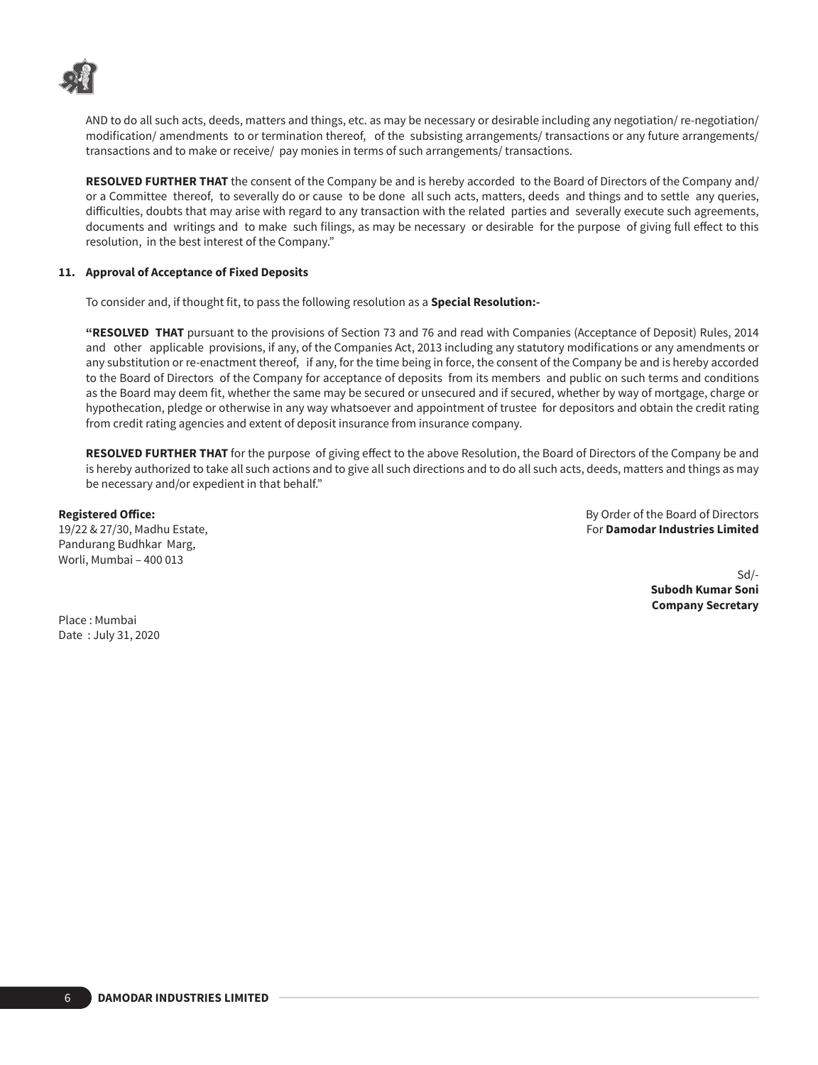AND to do all such acts, deeds, matters and things, etc. as may be necessary or desirable including any negotiation/ re-negotiation/ modification/ amendments to or termination thereof, of the subsisting arrangements/ transactions or any future arrangements/ transactions and to make or receive/ pay monies in terms of such arrangements/ transactions.

**RESOLVED FURTHER THAT** the consent of the Company be and is hereby accorded to the Board of Directors of the Company and/ or a Committee thereof, to severally do or cause to be done all such acts, matters, deeds and things and to settle any queries, difficulties, doubts that may arise with regard to any transaction with the related parties and severally execute such agreements, documents and writings and to make such filings, as may be necessary or desirable for the purpose of giving full effect to this resolution, in the best interest of the Company."

**11. Approval of Acceptance of Fixed Deposits**

To consider and, if thought fit, to pass the following resolution as a **Special Resolution:-**

**"RESOLVED THAT** pursuant to the provisions of Section 73 and 76 and read with Companies (Acceptance of Deposit) Rules, 2014 and other applicable provisions, if any, of the Companies Act, 2013 including any statutory modifications or any amendments or any substitution or re-enactment thereof, if any, for the time being in force, the consent of the Company be and is hereby accorded to the Board of Directors of the Company for acceptance of deposits from its members and public on such terms and conditions as the Board may deem fit, whether the same may be secured or unsecured and if secured, whether by way of mortgage, charge or hypothecation, pledge or otherwise in any way whatsoever and appointment of trustee for depositors and obtain the credit rating from credit rating agencies and extent of deposit insurance from insurance company.

**RESOLVED FURTHER THAT** for the purpose of giving effect to the above Resolution, the Board of Directors of the Company be and is hereby authorized to take all such actions and to give all such directions and to do all such acts, deeds, matters and things as may be necessary and/or expedient in that behalf."

**Registered Office:**
19/22 & 27/30, Madhu Estate,
Pandurang Budhkar Marg,
Worli, Mumbai – 400 013

By Order of the Board of Directors
For **Damodar Industries Limited**

Sd/-
**Subodh Kumar Soni**
**Company Secretary**

Place : Mumbai
Date : July 31, 2020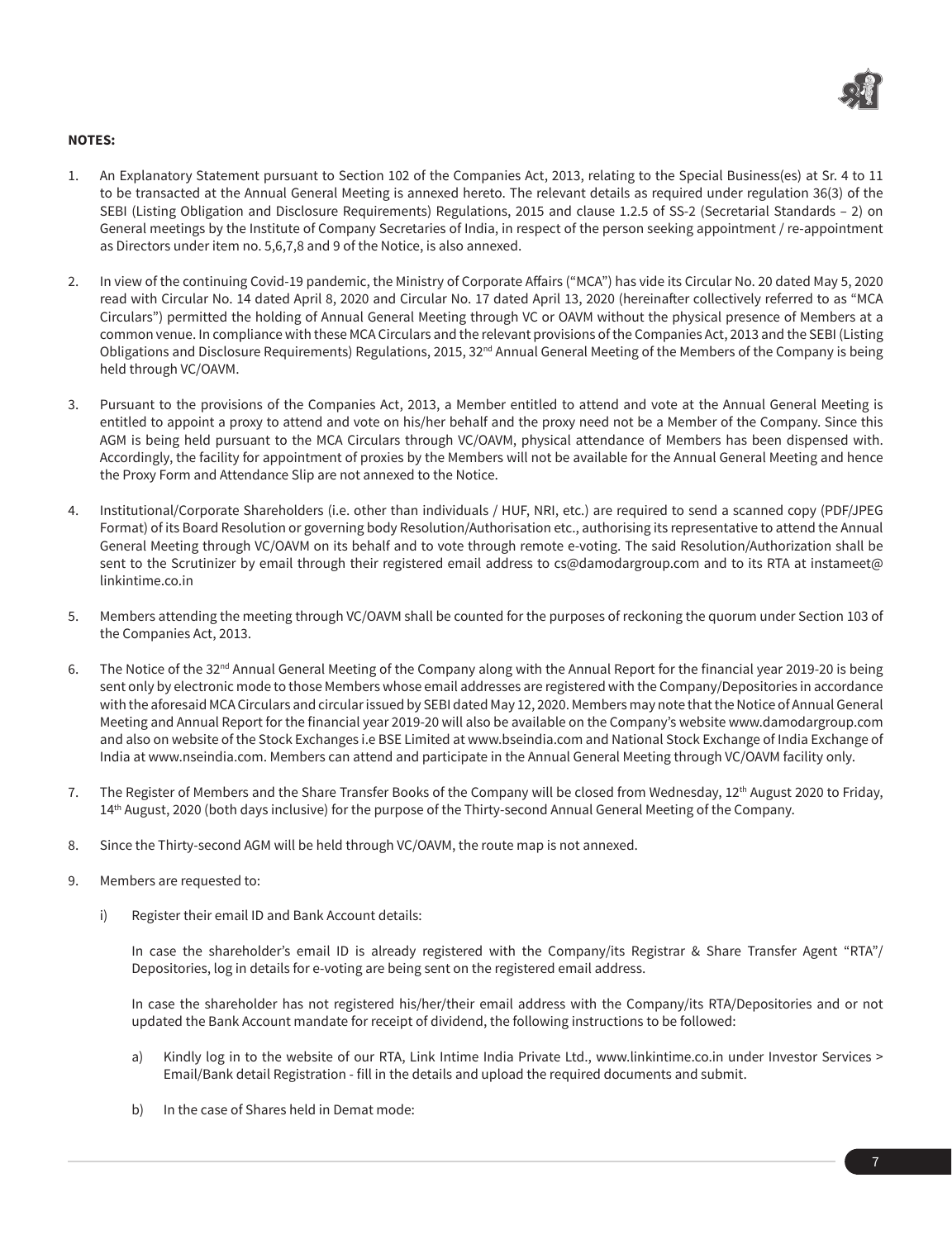**NOTES:**

1. An Explanatory Statement pursuant to Section 102 of the Companies Act, 2013, relating to the Special Business(es) at Sr. 4 to 11 to be transacted at the Annual General Meeting is annexed hereto. The relevant details as required under regulation 36(3) of the SEBI (Listing Obligation and Disclosure Requirements) Regulations, 2015 and clause 1.2.5 of SS-2 (Secretarial Standards – 2) on General meetings by the Institute of Company Secretaries of India, in respect of the person seeking appointment / re-appointment as Directors under item no. 5,6,7,8 and 9 of the Notice, is also annexed.

2. In view of the continuing Covid-19 pandemic, the Ministry of Corporate Affairs ("MCA") has vide its Circular No. 20 dated May 5, 2020 read with Circular No. 14 dated April 8, 2020 and Circular No. 17 dated April 13, 2020 (hereinafter collectively referred to as "MCA Circulars") permitted the holding of Annual General Meeting through VC or OAVM without the physical presence of Members at a common venue. In compliance with these MCA Circulars and the relevant provisions of the Companies Act, 2013 and the SEBI (Listing Obligations and Disclosure Requirements) Regulations, 2015, 32nd Annual General Meeting of the Members of the Company is being held through VC/OAVM.

3. Pursuant to the provisions of the Companies Act, 2013, a Member entitled to attend and vote at the Annual General Meeting is entitled to appoint a proxy to attend and vote on his/her behalf and the proxy need not be a Member of the Company. Since this AGM is being held pursuant to the MCA Circulars through VC/OAVM, physical attendance of Members has been dispensed with. Accordingly, the facility for appointment of proxies by the Members will not be available for the Annual General Meeting and hence the Proxy Form and Attendance Slip are not annexed to the Notice.

4. Institutional/Corporate Shareholders (i.e. other than individuals / HUF, NRI, etc.) are required to send a scanned copy (PDF/JPEG Format) of its Board Resolution or governing body Resolution/Authorisation etc., authorising its representative to attend the Annual General Meeting through VC/OAVM on its behalf and to vote through remote e-voting. The said Resolution/Authorization shall be sent to the Scrutinizer by email through their registered email address to cs@damodargroup.com and to its RTA at instameet@linkintime.co.in

5. Members attending the meeting through VC/OAVM shall be counted for the purposes of reckoning the quorum under Section 103 of the Companies Act, 2013.

6. The Notice of the 32nd Annual General Meeting of the Company along with the Annual Report for the financial year 2019-20 is being sent only by electronic mode to those Members whose email addresses are registered with the Company/Depositories in accordance with the aforesaid MCA Circulars and circular issued by SEBI dated May 12, 2020. Members may note that the Notice of Annual General Meeting and Annual Report for the financial year 2019-20 will also be available on the Company's website www.damodargroup.com and also on website of the Stock Exchanges i.e BSE Limited at www.bseindia.com and National Stock Exchange of India Exchange of India at www.nseindia.com. Members can attend and participate in the Annual General Meeting through VC/OAVM facility only.

7. The Register of Members and the Share Transfer Books of the Company will be closed from Wednesday, 12th August 2020 to Friday, 14th August, 2020 (both days inclusive) for the purpose of the Thirty-second Annual General Meeting of the Company.

8. Since the Thirty-second AGM will be held through VC/OAVM, the route map is not annexed.

9. Members are requested to:

   i) Register their email ID and Bank Account details:

      In case the shareholder's email ID is already registered with the Company/its Registrar & Share Transfer Agent "RTA"/ Depositories, log in details for e-voting are being sent on the registered email address.

      In case the shareholder has not registered his/her/their email address with the Company/its RTA/Depositories and or not updated the Bank Account mandate for receipt of dividend, the following instructions to be followed:

      a) Kindly log in to the website of our RTA, Link Intime India Private Ltd., www.linkintime.co.in under Investor Services > Email/Bank detail Registration - fill in the details and upload the required documents and submit.

      b) In the case of Shares held in Demat mode: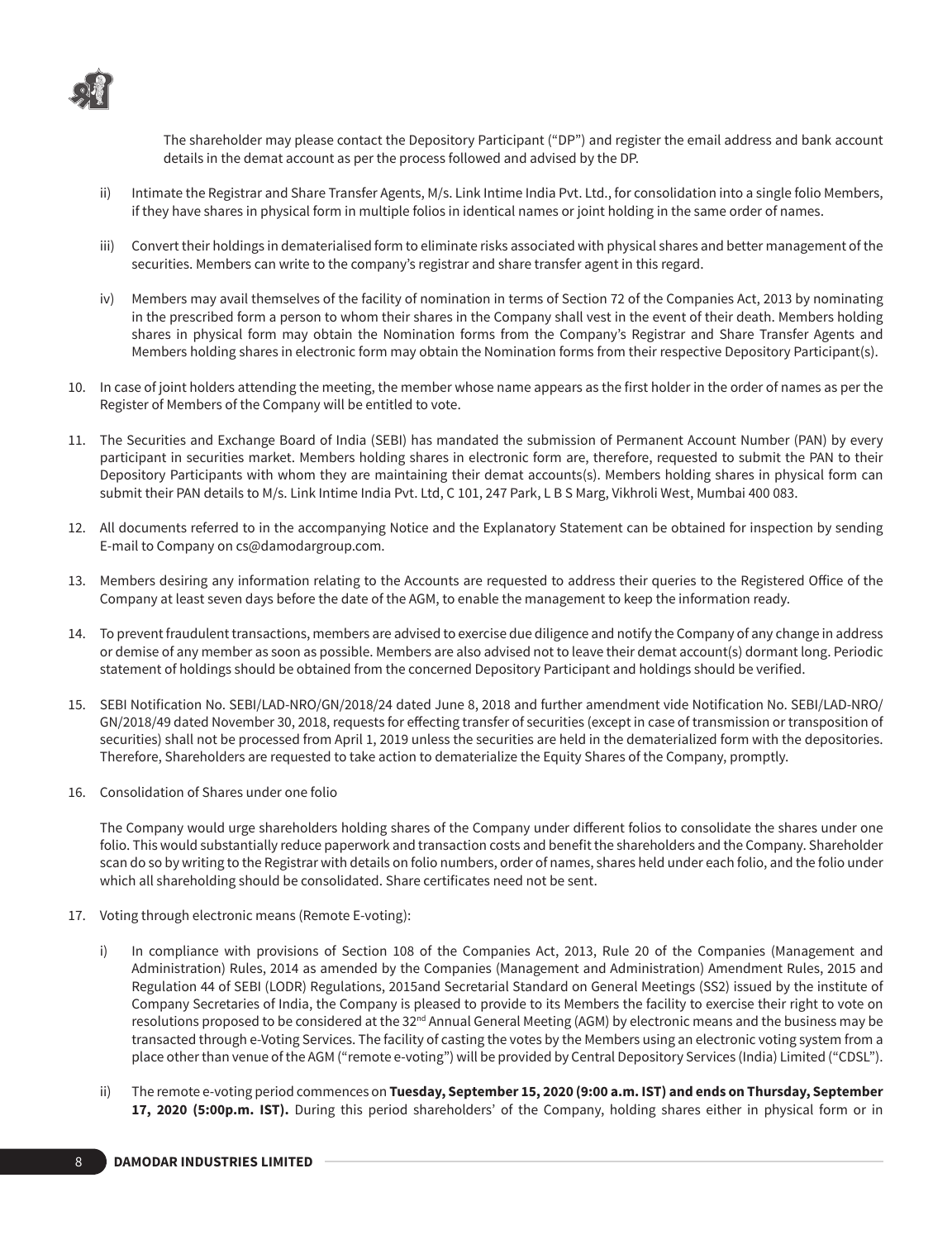The shareholder may please contact the Depository Participant ("DP") and register the email address and bank account details in the demat account as per the process followed and advised by the DP.

ii) Intimate the Registrar and Share Transfer Agents, M/s. Link Intime India Pvt. Ltd., for consolidation into a single folio Members, if they have shares in physical form in multiple folios in identical names or joint holding in the same order of names.

iii) Convert their holdings in dematerialised form to eliminate risks associated with physical shares and better management of the securities. Members can write to the company's registrar and share transfer agent in this regard.

iv) Members may avail themselves of the facility of nomination in terms of Section 72 of the Companies Act, 2013 by nominating in the prescribed form a person to whom their shares in the Company shall vest in the event of their death. Members holding shares in physical form may obtain the Nomination forms from the Company's Registrar and Share Transfer Agents and Members holding shares in electronic form may obtain the Nomination forms from their respective Depository Participant(s).

10. In case of joint holders attending the meeting, the member whose name appears as the first holder in the order of names as per the Register of Members of the Company will be entitled to vote.

11. The Securities and Exchange Board of India (SEBI) has mandated the submission of Permanent Account Number (PAN) by every participant in securities market. Members holding shares in electronic form are, therefore, requested to submit the PAN to their Depository Participants with whom they are maintaining their demat accounts(s). Members holding shares in physical form can submit their PAN details to M/s. Link Intime India Pvt. Ltd, C 101, 247 Park, L B S Marg, Vikhroli West, Mumbai 400 083.

12. All documents referred to in the accompanying Notice and the Explanatory Statement can be obtained for inspection by sending E-mail to Company on cs@damodargroup.com.

13. Members desiring any information relating to the Accounts are requested to address their queries to the Registered Office of the Company at least seven days before the date of the AGM, to enable the management to keep the information ready.

14. To prevent fraudulent transactions, members are advised to exercise due diligence and notify the Company of any change in address or demise of any member as soon as possible. Members are also advised not to leave their demat account(s) dormant long. Periodic statement of holdings should be obtained from the concerned Depository Participant and holdings should be verified.

15. SEBI Notification No. SEBI/LAD-NRO/GN/2018/24 dated June 8, 2018 and further amendment vide Notification No. SEBI/LAD-NRO/GN/2018/49 dated November 30, 2018, requests for effecting transfer of securities (except in case of transmission or transposition of securities) shall not be processed from April 1, 2019 unless the securities are held in the dematerialized form with the depositories. Therefore, Shareholders are requested to take action to dematerialize the Equity Shares of the Company, promptly.

16. Consolidation of Shares under one folio

The Company would urge shareholders holding shares of the Company under different folios to consolidate the shares under one folio. This would substantially reduce paperwork and transaction costs and benefit the shareholders and the Company. Shareholder scan do so by writing to the Registrar with details on folio numbers, order of names, shares held under each folio, and the folio under which all shareholding should be consolidated. Share certificates need not be sent.

17. Voting through electronic means (Remote E-voting):

i) In compliance with provisions of Section 108 of the Companies Act, 2013, Rule 20 of the Companies (Management and Administration) Rules, 2014 as amended by the Companies (Management and Administration) Amendment Rules, 2015 and Regulation 44 of SEBI (LODR) Regulations, 2015and Secretarial Standard on General Meetings (SS2) issued by the institute of Company Secretaries of India, the Company is pleased to provide to its Members the facility to exercise their right to vote on resolutions proposed to be considered at the 32nd Annual General Meeting (AGM) by electronic means and the business may be transacted through e-Voting Services. The facility of casting the votes by the Members using an electronic voting system from a place other than venue of the AGM ("remote e-voting") will be provided by Central Depository Services (India) Limited ("CDSL").

ii) The remote e-voting period commences on **Tuesday, September 15, 2020 (9:00 a.m. IST) and ends on Thursday, September 17, 2020 (5:00p.m. IST).** During this period shareholders' of the Company, holding shares either in physical form or in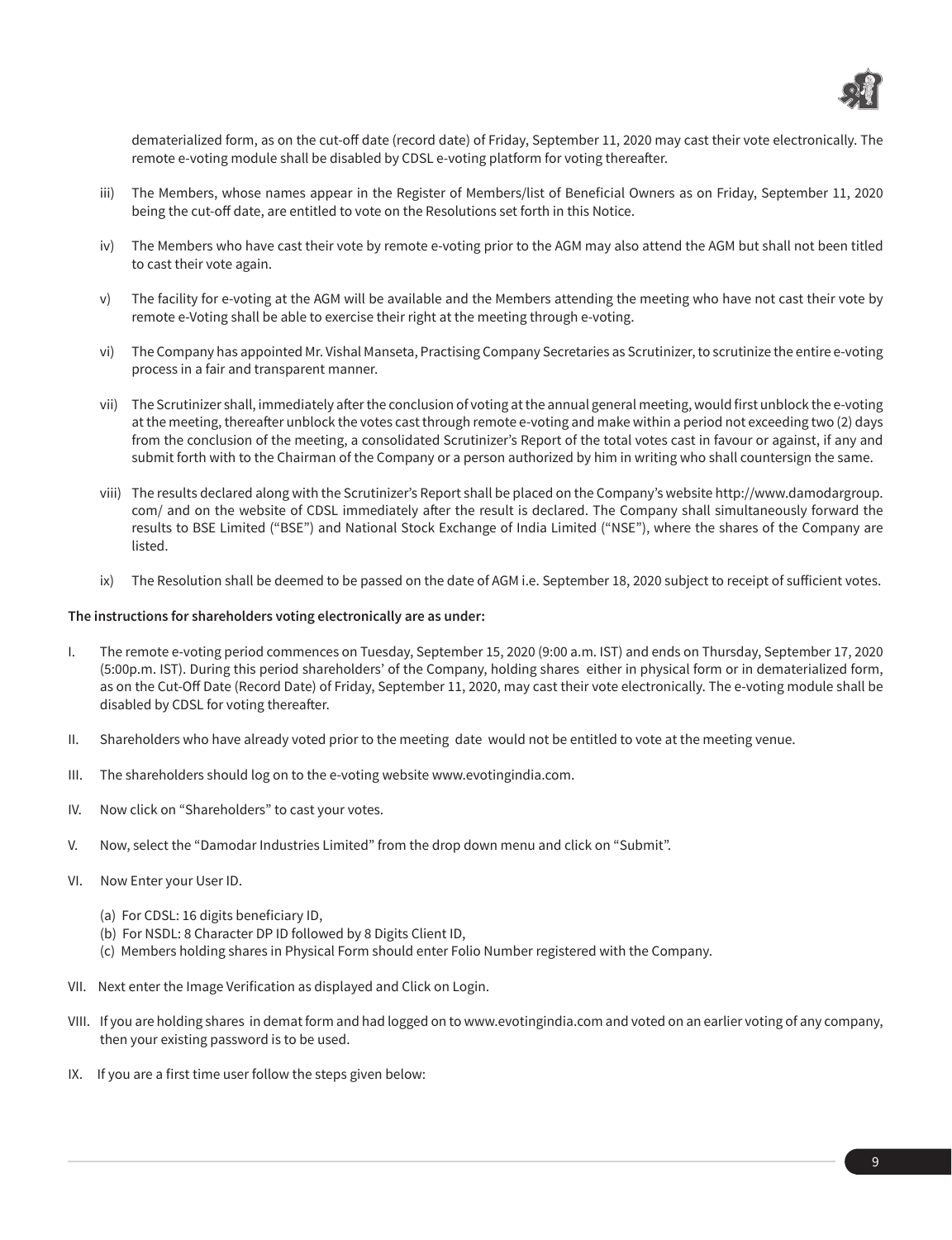dematerialized form, as on the cut-off date (record date) of Friday, September 11, 2020 may cast their vote electronically. The remote e-voting module shall be disabled by CDSL e-voting platform for voting thereafter.

iii) The Members, whose names appear in the Register of Members/list of Beneficial Owners as on Friday, September 11, 2020 being the cut-off date, are entitled to vote on the Resolutions set forth in this Notice.

iv) The Members who have cast their vote by remote e-voting prior to the AGM may also attend the AGM but shall not been titled to cast their vote again.

v) The facility for e-voting at the AGM will be available and the Members attending the meeting who have not cast their vote by remote e-Voting shall be able to exercise their right at the meeting through e-voting.

vi) The Company has appointed Mr. Vishal Manseta, Practising Company Secretaries as Scrutinizer, to scrutinize the entire e-voting process in a fair and transparent manner.

vii) The Scrutinizer shall, immediately after the conclusion of voting at the annual general meeting, would first unblock the e-voting at the meeting, thereafter unblock the votes cast through remote e-voting and make within a period not exceeding two (2) days from the conclusion of the meeting, a consolidated Scrutinizer's Report of the total votes cast in favour or against, if any and submit forth with to the Chairman of the Company or a person authorized by him in writing who shall countersign the same.

viii) The results declared along with the Scrutinizer's Report shall be placed on the Company's website http://www.damodargroup.com/ and on the website of CDSL immediately after the result is declared. The Company shall simultaneously forward the results to BSE Limited ("BSE") and National Stock Exchange of India Limited ("NSE"), where the shares of the Company are listed.

ix) The Resolution shall be deemed to be passed on the date of AGM i.e. September 18, 2020 subject to receipt of sufficient votes.

**The instructions for shareholders voting electronically are as under:**

I. The remote e-voting period commences on Tuesday, September 15, 2020 (9:00 a.m. IST) and ends on Thursday, September 17, 2020 (5:00p.m. IST). During this period shareholders' of the Company, holding shares either in physical form or in dematerialized form, as on the Cut-Off Date (Record Date) of Friday, September 11, 2020, may cast their vote electronically. The e-voting module shall be disabled by CDSL for voting thereafter.

II. Shareholders who have already voted prior to the meeting date would not be entitled to vote at the meeting venue.

III. The shareholders should log on to the e-voting website www.evotingindia.com.

IV. Now click on "Shareholders" to cast your votes.

V. Now, select the "Damodar Industries Limited" from the drop down menu and click on "Submit".

VI. Now Enter your User ID.

(a) For CDSL: 16 digits beneficiary ID,
(b) For NSDL: 8 Character DP ID followed by 8 Digits Client ID,
(c) Members holding shares in Physical Form should enter Folio Number registered with the Company.

VII. Next enter the Image Verification as displayed and Click on Login.

VIII. If you are holding shares in demat form and had logged on to www.evotingindia.com and voted on an earlier voting of any company, then your existing password is to be used.

IX. If you are a first time user follow the steps given below: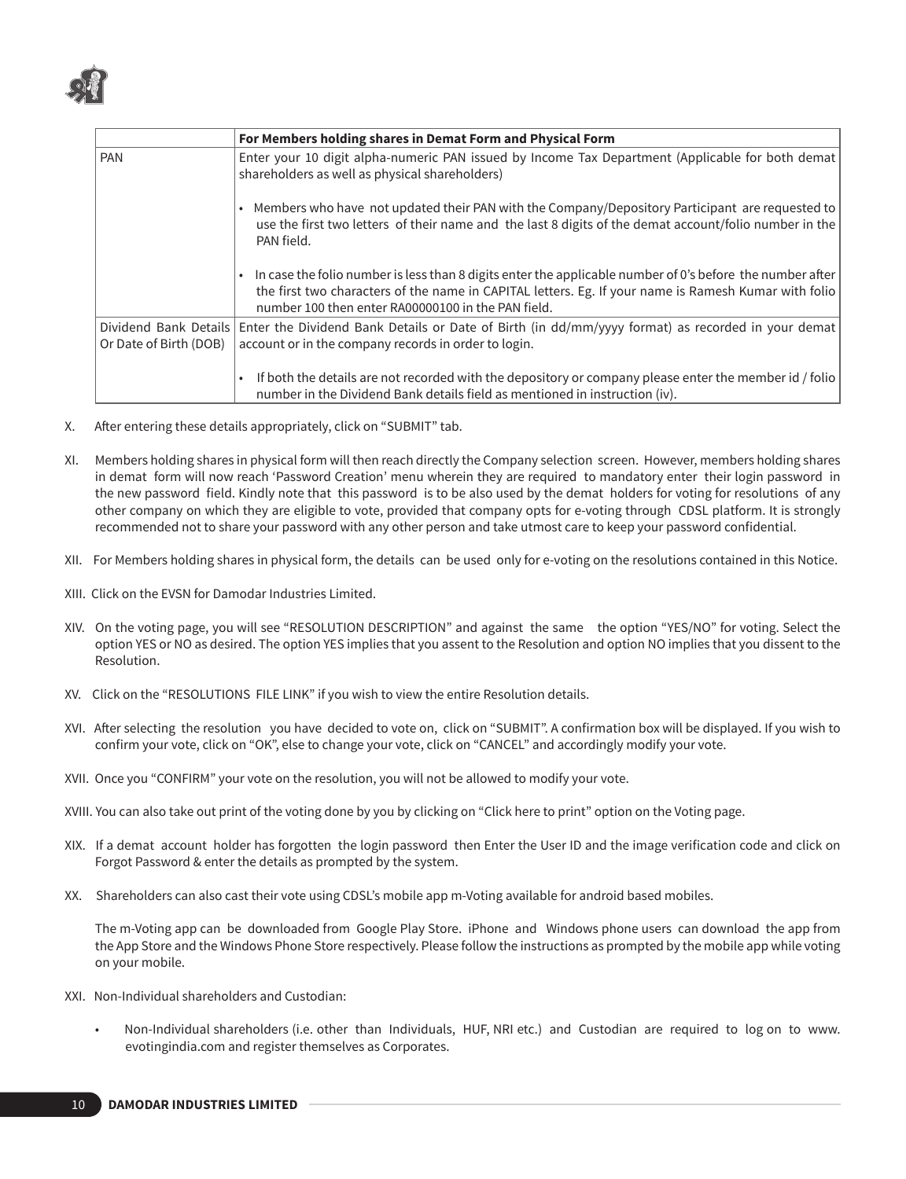| | For Members holding shares in Demat Form and Physical Form |
|---|---|
| PAN | Enter your 10 digit alpha-numeric PAN issued by Income Tax Department (Applicable for both demat shareholders as well as physical shareholders)<br><br>• Members who have not updated their PAN with the Company/Depository Participant are requested to use the first two letters of their name and the last 8 digits of the demat account/folio number in the PAN field.<br><br>• In case the folio number is less than 8 digits enter the applicable number of 0's before the number after the first two characters of the name in CAPITAL letters. Eg. If your name is Ramesh Kumar with folio number 100 then enter RA00000100 in the PAN field. |
| Dividend Bank Details Or Date of Birth (DOB) | Enter the Dividend Bank Details or Date of Birth (in dd/mm/yyyy format) as recorded in your demat account or in the company records in order to login.<br><br>• If both the details are not recorded with the depository or company please enter the member id / folio number in the Dividend Bank details field as mentioned in instruction (iv). |

X. After entering these details appropriately, click on "SUBMIT" tab.

XI. Members holding shares in physical form will then reach directly the Company selection screen. However, members holding shares in demat form will now reach 'Password Creation' menu wherein they are required to mandatory enter their login password in the new password field. Kindly note that this password is to be also used by the demat holders for voting for resolutions of any other company on which they are eligible to vote, provided that company opts for e-voting through CDSL platform. It is strongly recommended not to share your password with any other person and take utmost care to keep your password confidential.

XII. For Members holding shares in physical form, the details can be used only for e-voting on the resolutions contained in this Notice.

XIII. Click on the EVSN for Damodar Industries Limited.

XIV. On the voting page, you will see "RESOLUTION DESCRIPTION" and against the same the option "YES/NO" for voting. Select the option YES or NO as desired. The option YES implies that you assent to the Resolution and option NO implies that you dissent to the Resolution.

XV. Click on the "RESOLUTIONS FILE LINK" if you wish to view the entire Resolution details.

XVI. After selecting the resolution you have decided to vote on, click on "SUBMIT". A confirmation box will be displayed. If you wish to confirm your vote, click on "OK", else to change your vote, click on "CANCEL" and accordingly modify your vote.

XVII. Once you "CONFIRM" your vote on the resolution, you will not be allowed to modify your vote.

XVIII. You can also take out print of the voting done by you by clicking on "Click here to print" option on the Voting page.

XIX. If a demat account holder has forgotten the login password then Enter the User ID and the image verification code and click on Forgot Password & enter the details as prompted by the system.

XX. Shareholders can also cast their vote using CDSL's mobile app m-Voting available for android based mobiles.

The m-Voting app can be downloaded from Google Play Store. iPhone and Windows phone users can download the app from the App Store and the Windows Phone Store respectively. Please follow the instructions as prompted by the mobile app while voting on your mobile.

XXI. Non-Individual shareholders and Custodian:

- Non-Individual shareholders (i.e. other than Individuals, HUF, NRI etc.) and Custodian are required to log on to www.evotingindia.com and register themselves as Corporates.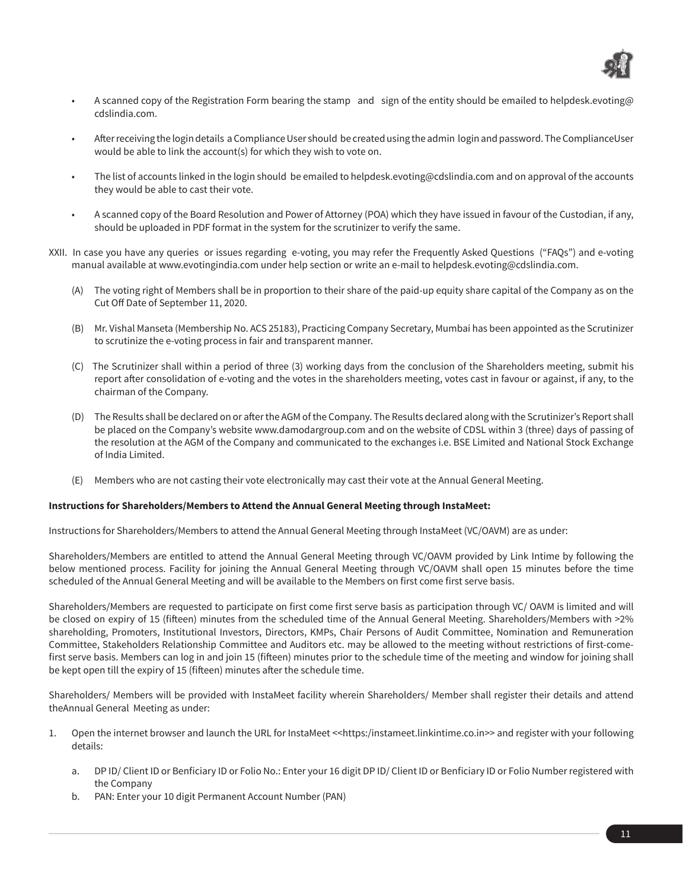- A scanned copy of the Registration Form bearing the stamp and sign of the entity should be emailed to helpdesk.evoting@cdslindia.com.

- After receiving the login details a Compliance User should be created using the admin login and password. The ComplianceUser would be able to link the account(s) for which they wish to vote on.

- The list of accounts linked in the login should be emailed to helpdesk.evoting@cdslindia.com and on approval of the accounts they would be able to cast their vote.

- A scanned copy of the Board Resolution and Power of Attorney (POA) which they have issued in favour of the Custodian, if any, should be uploaded in PDF format in the system for the scrutinizer to verify the same.

XXII. In case you have any queries or issues regarding e-voting, you may refer the Frequently Asked Questions ("FAQs") and e-voting manual available at www.evotingindia.com under help section or write an e-mail to helpdesk.evoting@cdslindia.com.

(A) The voting right of Members shall be in proportion to their share of the paid-up equity share capital of the Company as on the Cut Off Date of September 11, 2020.

(B) Mr. Vishal Manseta (Membership No. ACS 25183), Practicing Company Secretary, Mumbai has been appointed as the Scrutinizer to scrutinize the e-voting process in fair and transparent manner.

(C) The Scrutinizer shall within a period of three (3) working days from the conclusion of the Shareholders meeting, submit his report after consolidation of e-voting and the votes in the shareholders meeting, votes cast in favour or against, if any, to the chairman of the Company.

(D) The Results shall be declared on or after the AGM of the Company. The Results declared along with the Scrutinizer's Report shall be placed on the Company's website www.damodargroup.com and on the website of CDSL within 3 (three) days of passing of the resolution at the AGM of the Company and communicated to the exchanges i.e. BSE Limited and National Stock Exchange of India Limited.

(E) Members who are not casting their vote electronically may cast their vote at the Annual General Meeting.

**Instructions for Shareholders/Members to Attend the Annual General Meeting through InstaMeet:**

Instructions for Shareholders/Members to attend the Annual General Meeting through InstaMeet (VC/OAVM) are as under:

Shareholders/Members are entitled to attend the Annual General Meeting through VC/OAVM provided by Link Intime by following the below mentioned process. Facility for joining the Annual General Meeting through VC/OAVM shall open 15 minutes before the time scheduled of the Annual General Meeting and will be available to the Members on first come first serve basis.

Shareholders/Members are requested to participate on first come first serve basis as participation through VC/ OAVM is limited and will be closed on expiry of 15 (fifteen) minutes from the scheduled time of the Annual General Meeting. Shareholders/Members with >2% shareholding, Promoters, Institutional Investors, Directors, KMPs, Chair Persons of Audit Committee, Nomination and Remuneration Committee, Stakeholders Relationship Committee and Auditors etc. may be allowed to the meeting without restrictions of first-come-first serve basis. Members can log in and join 15 (fifteen) minutes prior to the schedule time of the meeting and window for joining shall be kept open till the expiry of 15 (fifteen) minutes after the schedule time.

Shareholders/ Members will be provided with InstaMeet facility wherein Shareholders/ Member shall register their details and attend theAnnual General Meeting as under:

1. Open the internet browser and launch the URL for InstaMeet <<https:/instameet.linkintime.co.in>> and register with your following details:

   a. DP ID/ Client ID or Benficiary ID or Folio No.: Enter your 16 digit DP ID/ Client ID or Benficiary ID or Folio Number registered with the Company
   b. PAN: Enter your 10 digit Permanent Account Number (PAN)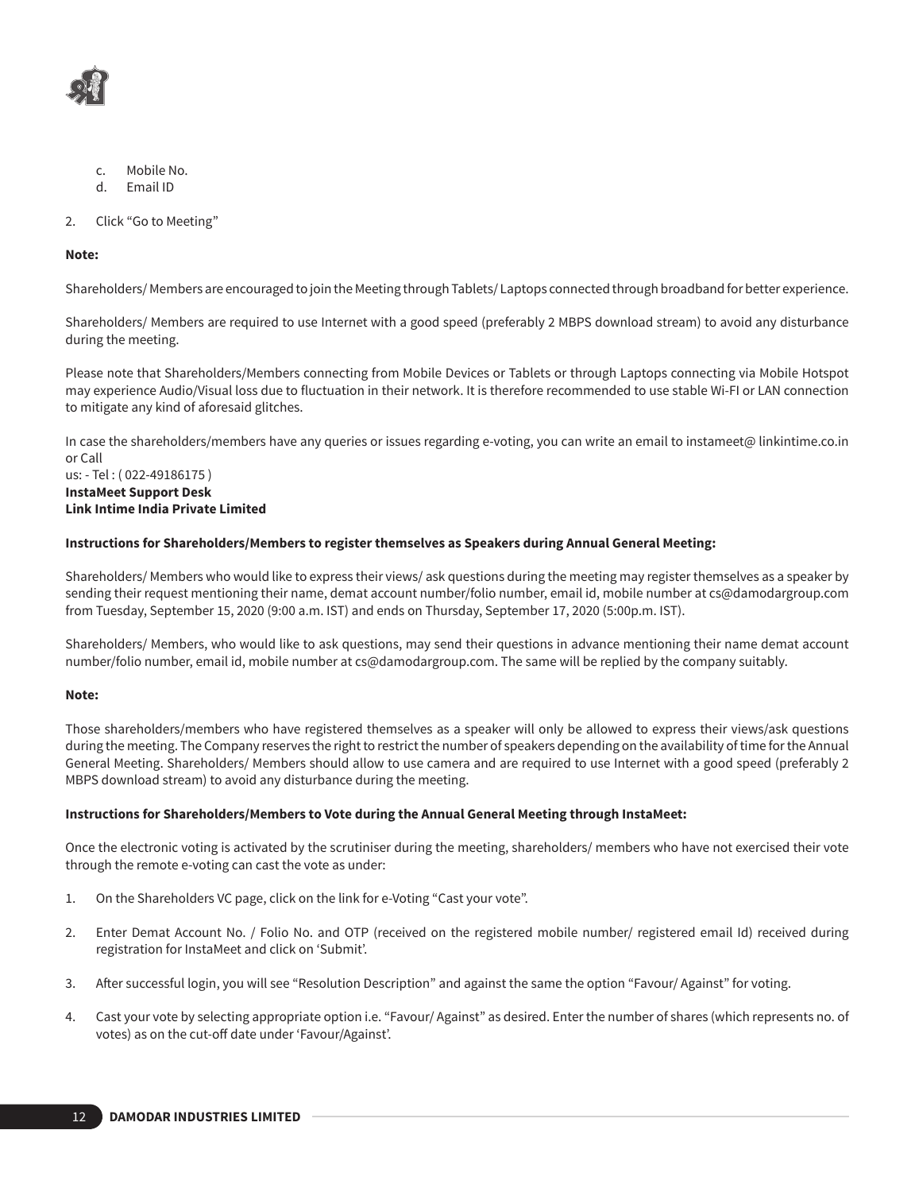c. Mobile No.
d. Email ID

2. Click "Go to Meeting"

**Note:**

Shareholders/ Members are encouraged to join the Meeting through Tablets/ Laptops connected through broadband for better experience.

Shareholders/ Members are required to use Internet with a good speed (preferably 2 MBPS download stream) to avoid any disturbance during the meeting.

Please note that Shareholders/Members connecting from Mobile Devices or Tablets or through Laptops connecting via Mobile Hotspot may experience Audio/Visual loss due to fluctuation in their network. It is therefore recommended to use stable Wi-FI or LAN connection to mitigate any kind of aforesaid glitches.

In case the shareholders/members have any queries or issues regarding e-voting, you can write an email to instameet@ linkintime.co.in or Call
us: - Tel : ( 022-49186175 )
**InstaMeet Support Desk**
**Link Intime India Private Limited**

**Instructions for Shareholders/Members to register themselves as Speakers during Annual General Meeting:**

Shareholders/ Members who would like to express their views/ ask questions during the meeting may register themselves as a speaker by sending their request mentioning their name, demat account number/folio number, email id, mobile number at cs@damodargroup.com from Tuesday, September 15, 2020 (9:00 a.m. IST) and ends on Thursday, September 17, 2020 (5:00p.m. IST).

Shareholders/ Members, who would like to ask questions, may send their questions in advance mentioning their name demat account number/folio number, email id, mobile number at cs@damodargroup.com. The same will be replied by the company suitably.

**Note:**

Those shareholders/members who have registered themselves as a speaker will only be allowed to express their views/ask questions during the meeting. The Company reserves the right to restrict the number of speakers depending on the availability of time for the Annual General Meeting. Shareholders/ Members should allow to use camera and are required to use Internet with a good speed (preferably 2 MBPS download stream) to avoid any disturbance during the meeting.

**Instructions for Shareholders/Members to Vote during the Annual General Meeting through InstaMeet:**

Once the electronic voting is activated by the scrutiniser during the meeting, shareholders/ members who have not exercised their vote through the remote e-voting can cast the vote as under:

1. On the Shareholders VC page, click on the link for e-Voting "Cast your vote".

2. Enter Demat Account No. / Folio No. and OTP (received on the registered mobile number/ registered email Id) received during registration for InstaMeet and click on 'Submit'.

3. After successful login, you will see "Resolution Description" and against the same the option "Favour/ Against" for voting.

4. Cast your vote by selecting appropriate option i.e. "Favour/ Against" as desired. Enter the number of shares (which represents no. of votes) as on the cut-off date under 'Favour/Against'.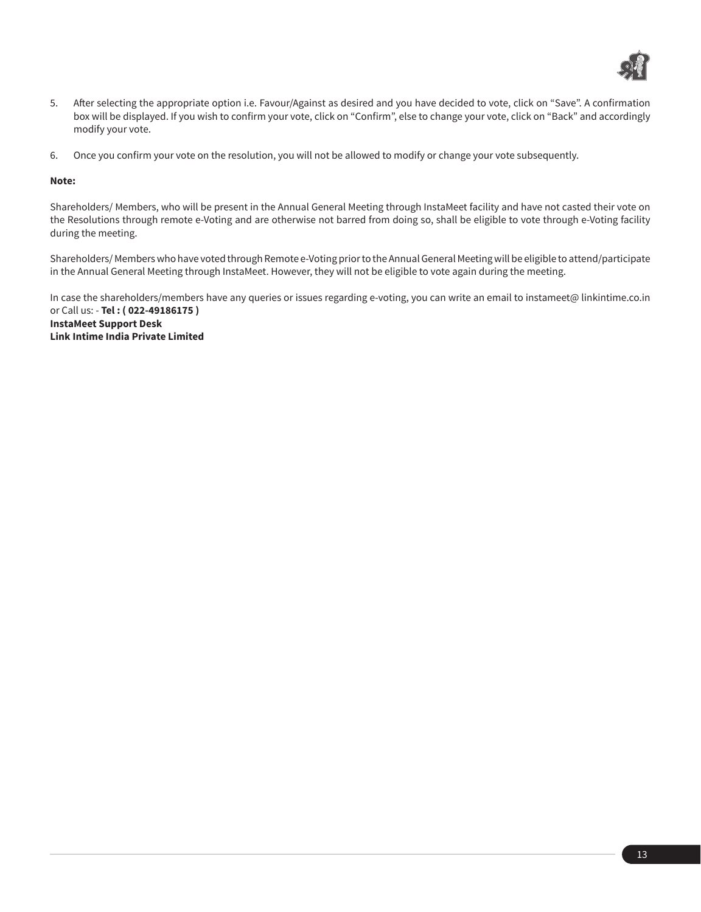5. After selecting the appropriate option i.e. Favour/Against as desired and you have decided to vote, click on "Save". A confirmation box will be displayed. If you wish to confirm your vote, click on "Confirm", else to change your vote, click on "Back" and accordingly modify your vote.

6. Once you confirm your vote on the resolution, you will not be allowed to modify or change your vote subsequently.

**Note:**

Shareholders/ Members, who will be present in the Annual General Meeting through InstaMeet facility and have not casted their vote on the Resolutions through remote e-Voting and are otherwise not barred from doing so, shall be eligible to vote through e-Voting facility during the meeting.

Shareholders/ Members who have voted through Remote e-Voting prior to the Annual General Meeting will be eligible to attend/participate in the Annual General Meeting through InstaMeet. However, they will not be eligible to vote again during the meeting.

In case the shareholders/members have any queries or issues regarding e-voting, you can write an email to instameet@ linkintime.co.in or Call us: - **Tel : ( 022-49186175 )**
**InstaMeet Support Desk**
**Link Intime India Private Limited**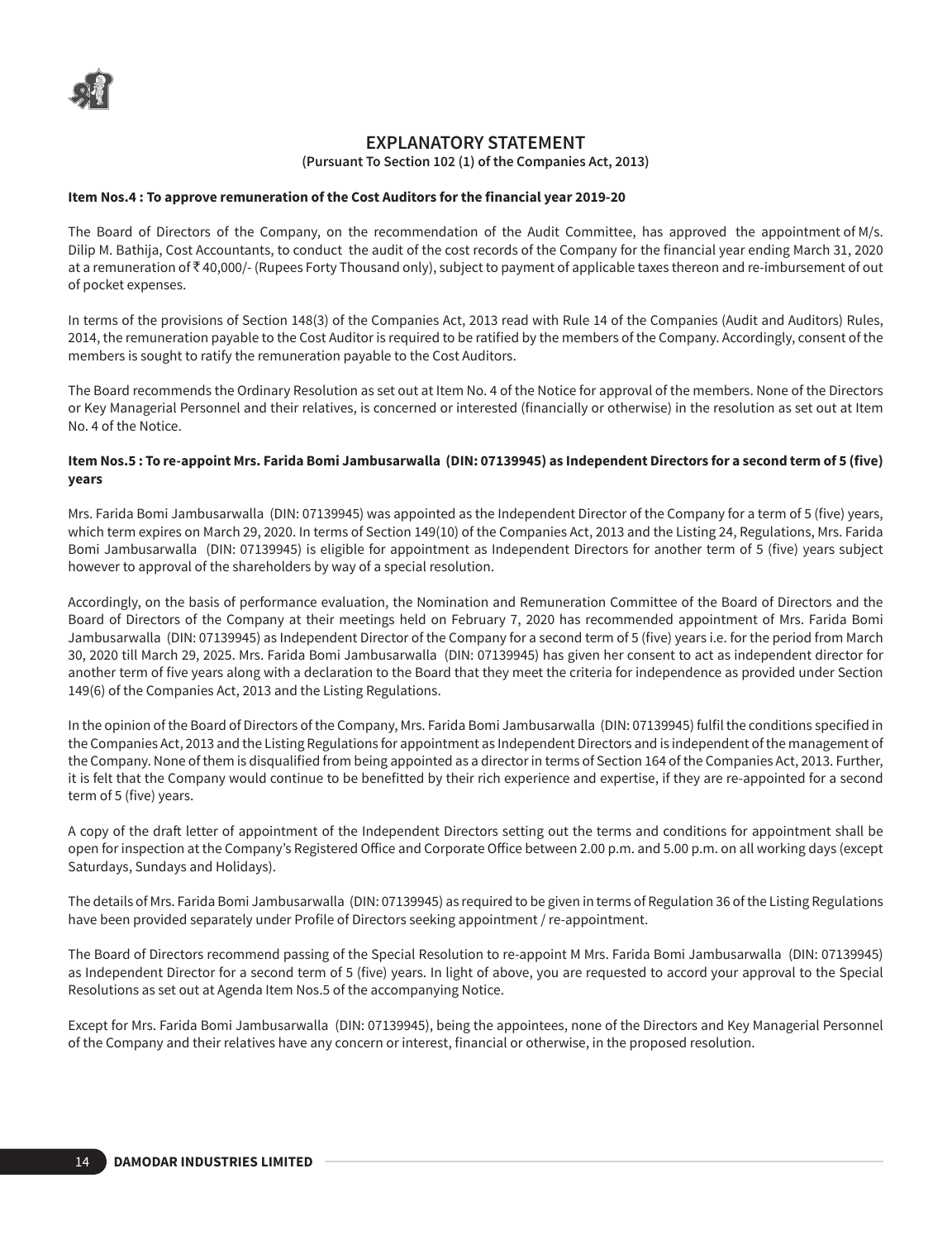# EXPLANATORY STATEMENT

**(Pursuant To Section 102 (1) of the Companies Act, 2013)**

**Item Nos.4 : To approve remuneration of the Cost Auditors for the financial year 2019-20**

The Board of Directors of the Company, on the recommendation of the Audit Committee, has approved the appointment of M/s. Dilip M. Bathija, Cost Accountants, to conduct the audit of the cost records of the Company for the financial year ending March 31, 2020 at a remuneration of ₹ 40,000/- (Rupees Forty Thousand only), subject to payment of applicable taxes thereon and re-imbursement of out of pocket expenses.

In terms of the provisions of Section 148(3) of the Companies Act, 2013 read with Rule 14 of the Companies (Audit and Auditors) Rules, 2014, the remuneration payable to the Cost Auditor is required to be ratified by the members of the Company. Accordingly, consent of the members is sought to ratify the remuneration payable to the Cost Auditors.

The Board recommends the Ordinary Resolution as set out at Item No. 4 of the Notice for approval of the members. None of the Directors or Key Managerial Personnel and their relatives, is concerned or interested (financially or otherwise) in the resolution as set out at Item No. 4 of the Notice.

**Item Nos.5 : To re-appoint Mrs. Farida Bomi Jambusarwalla (DIN: 07139945) as Independent Directors for a second term of 5 (five) years**

Mrs. Farida Bomi Jambusarwalla (DIN: 07139945) was appointed as the Independent Director of the Company for a term of 5 (five) years, which term expires on March 29, 2020. In terms of Section 149(10) of the Companies Act, 2013 and the Listing 24, Regulations, Mrs. Farida Bomi Jambusarwalla (DIN: 07139945) is eligible for appointment as Independent Directors for another term of 5 (five) years subject however to approval of the shareholders by way of a special resolution.

Accordingly, on the basis of performance evaluation, the Nomination and Remuneration Committee of the Board of Directors and the Board of Directors of the Company at their meetings held on February 7, 2020 has recommended appointment of Mrs. Farida Bomi Jambusarwalla (DIN: 07139945) as Independent Director of the Company for a second term of 5 (five) years i.e. for the period from March 30, 2020 till March 29, 2025. Mrs. Farida Bomi Jambusarwalla (DIN: 07139945) has given her consent to act as independent director for another term of five years along with a declaration to the Board that they meet the criteria for independence as provided under Section 149(6) of the Companies Act, 2013 and the Listing Regulations.

In the opinion of the Board of Directors of the Company, Mrs. Farida Bomi Jambusarwalla (DIN: 07139945) fulfil the conditions specified in the Companies Act, 2013 and the Listing Regulations for appointment as Independent Directors and is independent of the management of the Company. None of them is disqualified from being appointed as a director in terms of Section 164 of the Companies Act, 2013. Further, it is felt that the Company would continue to be benefitted by their rich experience and expertise, if they are re-appointed for a second term of 5 (five) years.

A copy of the draft letter of appointment of the Independent Directors setting out the terms and conditions for appointment shall be open for inspection at the Company's Registered Office and Corporate Office between 2.00 p.m. and 5.00 p.m. on all working days (except Saturdays, Sundays and Holidays).

The details of Mrs. Farida Bomi Jambusarwalla (DIN: 07139945) as required to be given in terms of Regulation 36 of the Listing Regulations have been provided separately under Profile of Directors seeking appointment / re-appointment.

The Board of Directors recommend passing of the Special Resolution to re-appoint M Mrs. Farida Bomi Jambusarwalla (DIN: 07139945) as Independent Director for a second term of 5 (five) years. In light of above, you are requested to accord your approval to the Special Resolutions as set out at Agenda Item Nos.5 of the accompanying Notice.

Except for Mrs. Farida Bomi Jambusarwalla (DIN: 07139945), being the appointees, none of the Directors and Key Managerial Personnel of the Company and their relatives have any concern or interest, financial or otherwise, in the proposed resolution.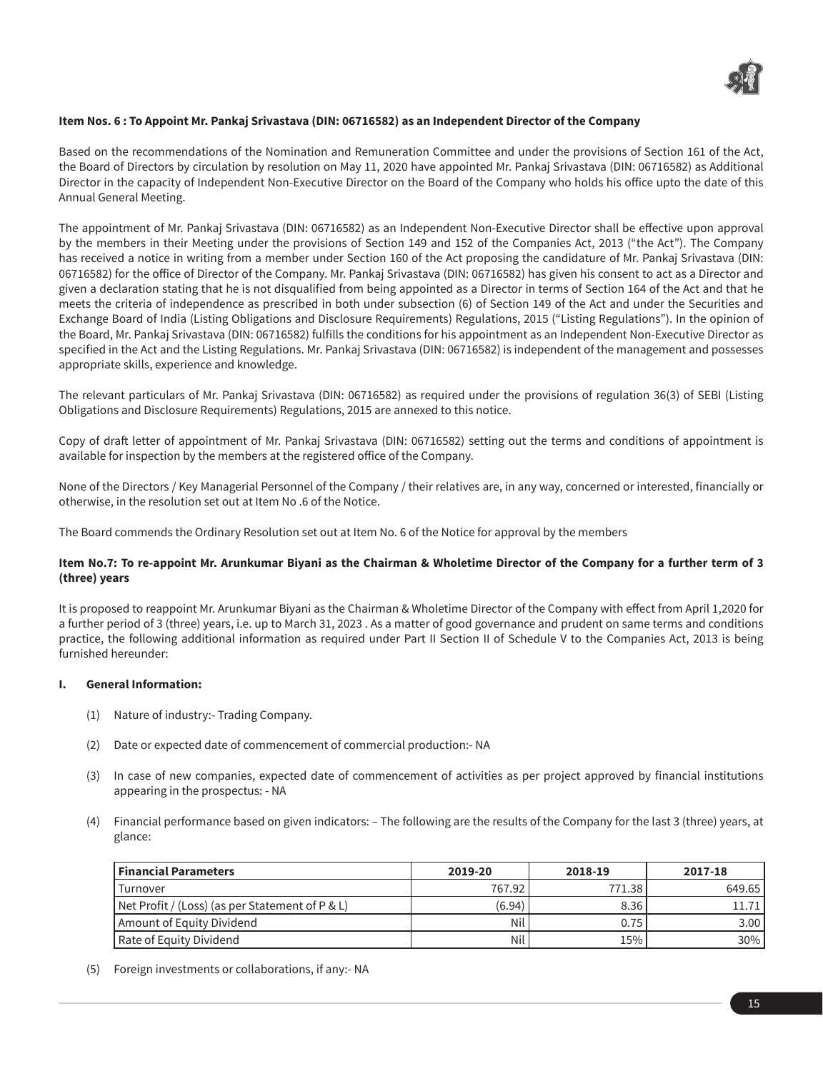**Item Nos. 6 : To Appoint Mr. Pankaj Srivastava (DIN: 06716582) as an Independent Director of the Company**

Based on the recommendations of the Nomination and Remuneration Committee and under the provisions of Section 161 of the Act, the Board of Directors by circulation by resolution on May 11, 2020 have appointed Mr. Pankaj Srivastava (DIN: 06716582) as Additional Director in the capacity of Independent Non-Executive Director on the Board of the Company who holds his office upto the date of this Annual General Meeting.

The appointment of Mr. Pankaj Srivastava (DIN: 06716582) as an Independent Non-Executive Director shall be effective upon approval by the members in their Meeting under the provisions of Section 149 and 152 of the Companies Act, 2013 ("the Act"). The Company has received a notice in writing from a member under Section 160 of the Act proposing the candidature of Mr. Pankaj Srivastava (DIN: 06716582) for the office of Director of the Company. Mr. Pankaj Srivastava (DIN: 06716582) has given his consent to act as a Director and given a declaration stating that he is not disqualified from being appointed as a Director in terms of Section 164 of the Act and that he meets the criteria of independence as prescribed in both under subsection (6) of Section 149 of the Act and under the Securities and Exchange Board of India (Listing Obligations and Disclosure Requirements) Regulations, 2015 ("Listing Regulations"). In the opinion of the Board, Mr. Pankaj Srivastava (DIN: 06716582) fulfills the conditions for his appointment as an Independent Non-Executive Director as specified in the Act and the Listing Regulations. Mr. Pankaj Srivastava (DIN: 06716582) is independent of the management and possesses appropriate skills, experience and knowledge.

The relevant particulars of Mr. Pankaj Srivastava (DIN: 06716582) as required under the provisions of regulation 36(3) of SEBI (Listing Obligations and Disclosure Requirements) Regulations, 2015 are annexed to this notice.

Copy of draft letter of appointment of Mr. Pankaj Srivastava (DIN: 06716582) setting out the terms and conditions of appointment is available for inspection by the members at the registered office of the Company.

None of the Directors / Key Managerial Personnel of the Company / their relatives are, in any way, concerned or interested, financially or otherwise, in the resolution set out at Item No .6 of the Notice.

The Board commends the Ordinary Resolution set out at Item No. 6 of the Notice for approval by the members

**Item No.7: To re-appoint Mr. Arunkumar Biyani as the Chairman & Wholetime Director of the Company for a further term of 3 (three) years**

It is proposed to reappoint Mr. Arunkumar Biyani as the Chairman & Wholetime Director of the Company with effect from April 1,2020 for a further period of 3 (three) years, i.e. up to March 31, 2023 . As a matter of good governance and prudent on same terms and conditions practice, the following additional information as required under Part II Section II of Schedule V to the Companies Act, 2013 is being furnished hereunder:

**I. General Information:**

(1) Nature of industry:- Trading Company.

(2) Date or expected date of commencement of commercial production:- NA

(3) In case of new companies, expected date of commencement of activities as per project approved by financial institutions appearing in the prospectus: - NA

(4) Financial performance based on given indicators: – The following are the results of the Company for the last 3 (three) years, at glance:

| Financial Parameters | 2019-20 | 2018-19 | 2017-18 |
|---|---|---|---|
| Turnover | 767.92 | 771.38 | 649.65 |
| Net Profit / (Loss) (as per Statement of P & L) | (6.94) | 8.36 | 11.71 |
| Amount of Equity Dividend | Nil | 0.75 | 3.00 |
| Rate of Equity Dividend | Nil | 15% | 30% |

(5) Foreign investments or collaborations, if any:- NA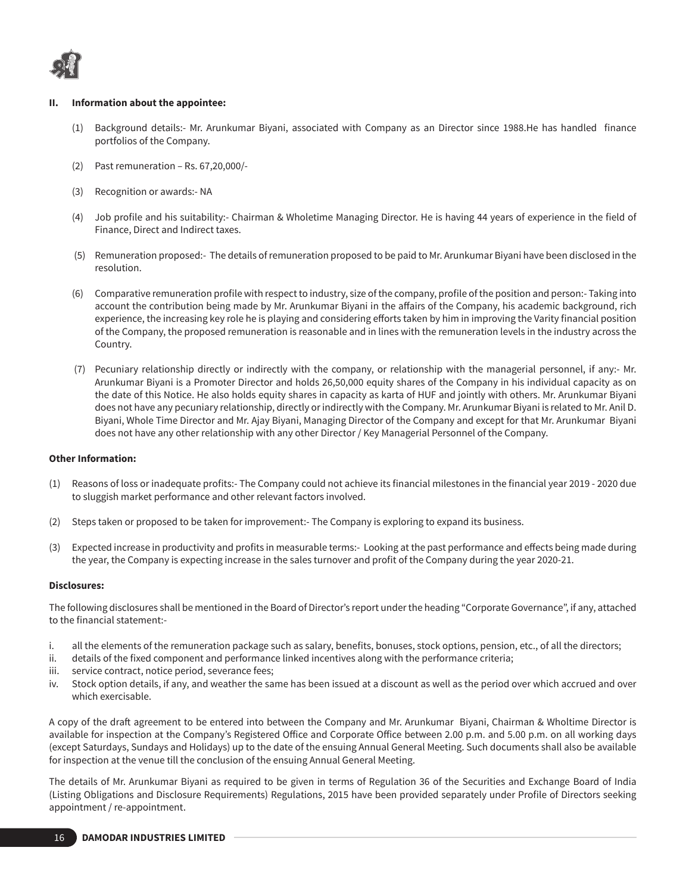## II. Information about the appointee:

(1) Background details:- Mr. Arunkumar Biyani, associated with Company as an Director since 1988.He has handled finance portfolios of the Company.

(2) Past remuneration – Rs. 67,20,000/-

(3) Recognition or awards:- NA

(4) Job profile and his suitability:- Chairman & Wholetime Managing Director. He is having 44 years of experience in the field of Finance, Direct and Indirect taxes.

(5) Remuneration proposed:- The details of remuneration proposed to be paid to Mr. Arunkumar Biyani have been disclosed in the resolution.

(6) Comparative remuneration profile with respect to industry, size of the company, profile of the position and person:- Taking into account the contribution being made by Mr. Arunkumar Biyani in the affairs of the Company, his academic background, rich experience, the increasing key role he is playing and considering efforts taken by him in improving the Varity financial position of the Company, the proposed remuneration is reasonable and in lines with the remuneration levels in the industry across the Country.

(7) Pecuniary relationship directly or indirectly with the company, or relationship with the managerial personnel, if any:- Mr. Arunkumar Biyani is a Promoter Director and holds 26,50,000 equity shares of the Company in his individual capacity as on the date of this Notice. He also holds equity shares in capacity as karta of HUF and jointly with others. Mr. Arunkumar Biyani does not have any pecuniary relationship, directly or indirectly with the Company. Mr. Arunkumar Biyani is related to Mr. Anil D. Biyani, Whole Time Director and Mr. Ajay Biyani, Managing Director of the Company and except for that Mr. Arunkumar Biyani does not have any other relationship with any other Director / Key Managerial Personnel of the Company.

**Other Information:**

(1) Reasons of loss or inadequate profits:- The Company could not achieve its financial milestones in the financial year 2019 - 2020 due to sluggish market performance and other relevant factors involved.

(2) Steps taken or proposed to be taken for improvement:- The Company is exploring to expand its business.

(3) Expected increase in productivity and profits in measurable terms:- Looking at the past performance and effects being made during the year, the Company is expecting increase in the sales turnover and profit of the Company during the year 2020-21.

**Disclosures:**

The following disclosures shall be mentioned in the Board of Director's report under the heading "Corporate Governance", if any, attached to the financial statement:-

i. all the elements of the remuneration package such as salary, benefits, bonuses, stock options, pension, etc., of all the directors;
ii. details of the fixed component and performance linked incentives along with the performance criteria;
iii. service contract, notice period, severance fees;
iv. Stock option details, if any, and weather the same has been issued at a discount as well as the period over which accrued and over which exercisable.

A copy of the draft agreement to be entered into between the Company and Mr. Arunkumar Biyani, Chairman & Wholtime Director is available for inspection at the Company's Registered Office and Corporate Office between 2.00 p.m. and 5.00 p.m. on all working days (except Saturdays, Sundays and Holidays) up to the date of the ensuing Annual General Meeting. Such documents shall also be available for inspection at the venue till the conclusion of the ensuing Annual General Meeting.

The details of Mr. Arunkumar Biyani as required to be given in terms of Regulation 36 of the Securities and Exchange Board of India (Listing Obligations and Disclosure Requirements) Regulations, 2015 have been provided separately under Profile of Directors seeking appointment / re-appointment.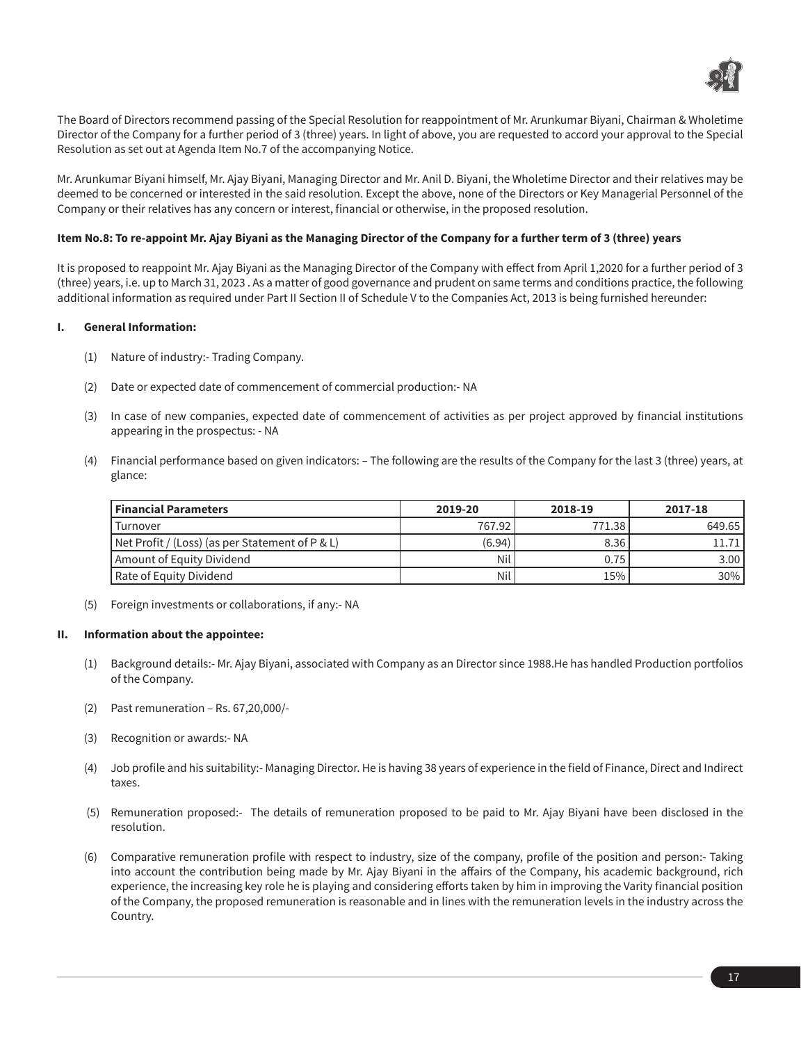The Board of Directors recommend passing of the Special Resolution for reappointment of Mr. Arunkumar Biyani, Chairman & Wholetime Director of the Company for a further period of 3 (three) years. In light of above, you are requested to accord your approval to the Special Resolution as set out at Agenda Item No.7 of the accompanying Notice.

Mr. Arunkumar Biyani himself, Mr. Ajay Biyani, Managing Director and Mr. Anil D. Biyani, the Wholetime Director and their relatives may be deemed to be concerned or interested in the said resolution. Except the above, none of the Directors or Key Managerial Personnel of the Company or their relatives has any concern or interest, financial or otherwise, in the proposed resolution.

**Item No.8: To re-appoint Mr. Ajay Biyani as the Managing Director of the Company for a further term of 3 (three) years**

It is proposed to reappoint Mr. Ajay Biyani as the Managing Director of the Company with effect from April 1,2020 for a further period of 3 (three) years, i.e. up to March 31, 2023 . As a matter of good governance and prudent on same terms and conditions practice, the following additional information as required under Part II Section II of Schedule V to the Companies Act, 2013 is being furnished hereunder:

**I. General Information:**

(1) Nature of industry:- Trading Company.

(2) Date or expected date of commencement of commercial production:- NA

(3) In case of new companies, expected date of commencement of activities as per project approved by financial institutions appearing in the prospectus: - NA

(4) Financial performance based on given indicators: – The following are the results of the Company for the last 3 (three) years, at glance:

| Financial Parameters | 2019-20 | 2018-19 | 2017-18 |
|---|---|---|---|
| Turnover | 767.92 | 771.38 | 649.65 |
| Net Profit / (Loss) (as per Statement of P & L) | (6.94) | 8.36 | 11.71 |
| Amount of Equity Dividend | Nil | 0.75 | 3.00 |
| Rate of Equity Dividend | Nil | 15% | 30% |

(5) Foreign investments or collaborations, if any:- NA

**II. Information about the appointee:**

(1) Background details:- Mr. Ajay Biyani, associated with Company as an Director since 1988.He has handled Production portfolios of the Company.

(2) Past remuneration – Rs. 67,20,000/-

(3) Recognition or awards:- NA

(4) Job profile and his suitability:- Managing Director. He is having 38 years of experience in the field of Finance, Direct and Indirect taxes.

(5) Remuneration proposed:- The details of remuneration proposed to be paid to Mr. Ajay Biyani have been disclosed in the resolution.

(6) Comparative remuneration profile with respect to industry, size of the company, profile of the position and person:- Taking into account the contribution being made by Mr. Ajay Biyani in the affairs of the Company, his academic background, rich experience, the increasing key role he is playing and considering efforts taken by him in improving the Varity financial position of the Company, the proposed remuneration is reasonable and in lines with the remuneration levels in the industry across the Country.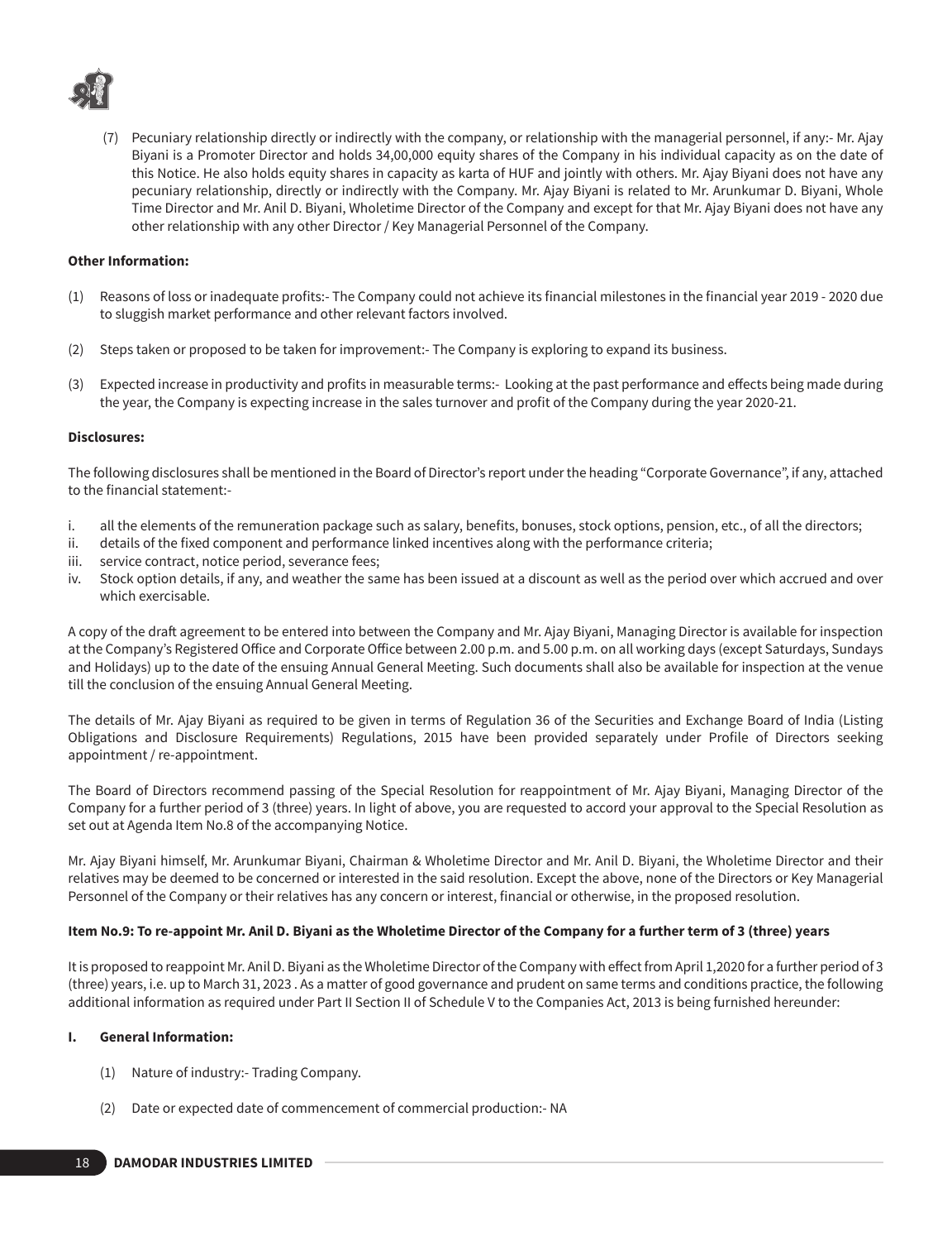(7) Pecuniary relationship directly or indirectly with the company, or relationship with the managerial personnel, if any:- Mr. Ajay Biyani is a Promoter Director and holds 34,00,000 equity shares of the Company in his individual capacity as on the date of this Notice. He also holds equity shares in capacity as karta of HUF and jointly with others. Mr. Ajay Biyani does not have any pecuniary relationship, directly or indirectly with the Company. Mr. Ajay Biyani is related to Mr. Arunkumar D. Biyani, Whole Time Director and Mr. Anil D. Biyani, Wholetime Director of the Company and except for that Mr. Ajay Biyani does not have any other relationship with any other Director / Key Managerial Personnel of the Company.

**Other Information:**

(1) Reasons of loss or inadequate profits:- The Company could not achieve its financial milestones in the financial year 2019 - 2020 due to sluggish market performance and other relevant factors involved.

(2) Steps taken or proposed to be taken for improvement:- The Company is exploring to expand its business.

(3) Expected increase in productivity and profits in measurable terms:- Looking at the past performance and effects being made during the year, the Company is expecting increase in the sales turnover and profit of the Company during the year 2020-21.

**Disclosures:**

The following disclosures shall be mentioned in the Board of Director's report under the heading "Corporate Governance", if any, attached to the financial statement:-

i. all the elements of the remuneration package such as salary, benefits, bonuses, stock options, pension, etc., of all the directors;
ii. details of the fixed component and performance linked incentives along with the performance criteria;
iii. service contract, notice period, severance fees;
iv. Stock option details, if any, and weather the same has been issued at a discount as well as the period over which accrued and over which exercisable.

A copy of the draft agreement to be entered into between the Company and Mr. Ajay Biyani, Managing Director is available for inspection at the Company's Registered Office and Corporate Office between 2.00 p.m. and 5.00 p.m. on all working days (except Saturdays, Sundays and Holidays) up to the date of the ensuing Annual General Meeting. Such documents shall also be available for inspection at the venue till the conclusion of the ensuing Annual General Meeting.

The details of Mr. Ajay Biyani as required to be given in terms of Regulation 36 of the Securities and Exchange Board of India (Listing Obligations and Disclosure Requirements) Regulations, 2015 have been provided separately under Profile of Directors seeking appointment / re-appointment.

The Board of Directors recommend passing of the Special Resolution for reappointment of Mr. Ajay Biyani, Managing Director of the Company for a further period of 3 (three) years. In light of above, you are requested to accord your approval to the Special Resolution as set out at Agenda Item No.8 of the accompanying Notice.

Mr. Ajay Biyani himself, Mr. Arunkumar Biyani, Chairman & Wholetime Director and Mr. Anil D. Biyani, the Wholetime Director and their relatives may be deemed to be concerned or interested in the said resolution. Except the above, none of the Directors or Key Managerial Personnel of the Company or their relatives has any concern or interest, financial or otherwise, in the proposed resolution.

**Item No.9: To re-appoint Mr. Anil D. Biyani as the Wholetime Director of the Company for a further term of 3 (three) years**

It is proposed to reappoint Mr. Anil D. Biyani as the Wholetime Director of the Company with effect from April 1,2020 for a further period of 3 (three) years, i.e. up to March 31, 2023 . As a matter of good governance and prudent on same terms and conditions practice, the following additional information as required under Part II Section II of Schedule V to the Companies Act, 2013 is being furnished hereunder:

**I. General Information:**

(1) Nature of industry:- Trading Company.

(2) Date or expected date of commencement of commercial production:- NA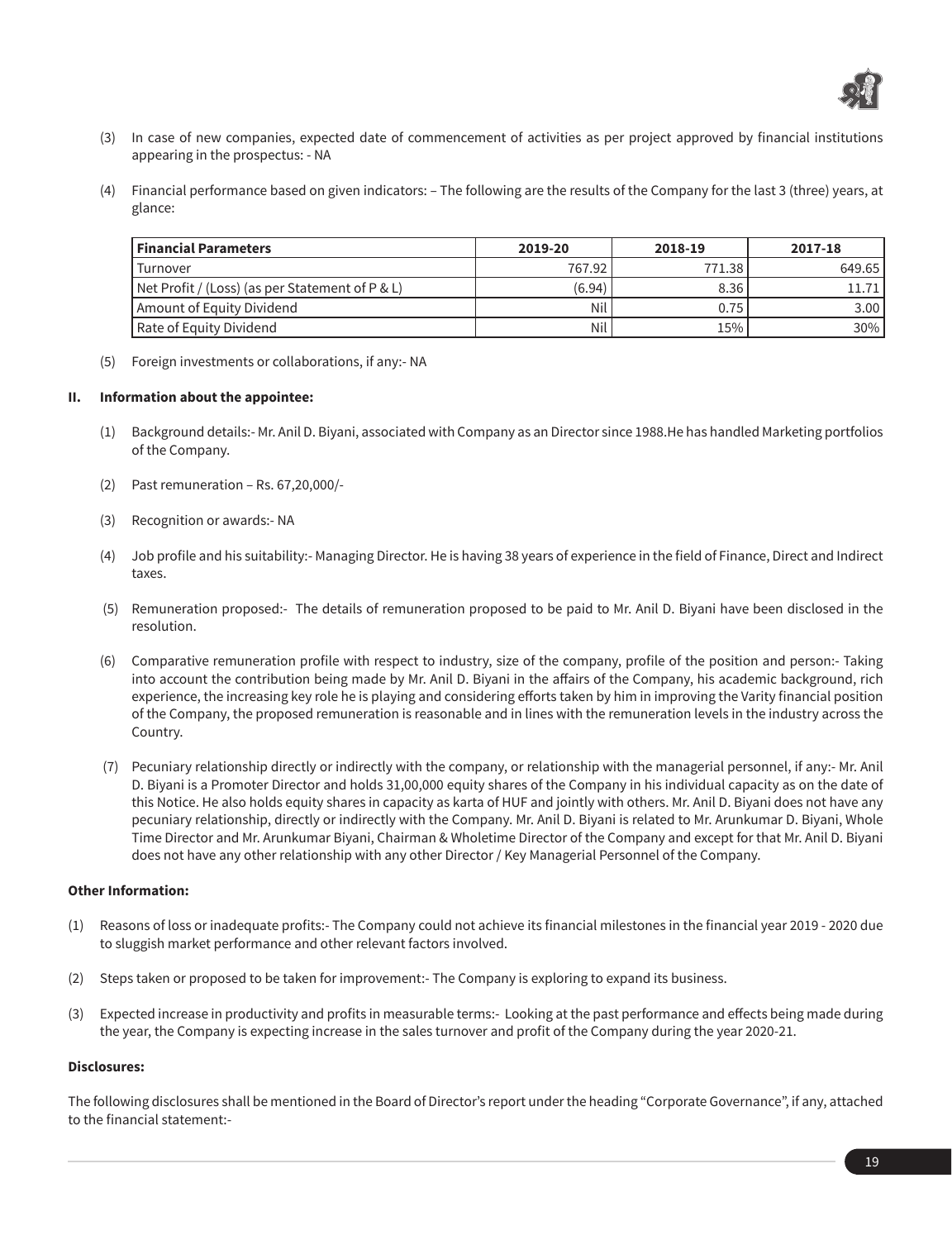(3) In case of new companies, expected date of commencement of activities as per project approved by financial institutions appearing in the prospectus: - NA

(4) Financial performance based on given indicators: – The following are the results of the Company for the last 3 (three) years, at glance:

| Financial Parameters | 2019-20 | 2018-19 | 2017-18 |
|---|---|---|---|
| Turnover | 767.92 | 771.38 | 649.65 |
| Net Profit / (Loss) (as per Statement of P & L) | (6.94) | 8.36 | 11.71 |
| Amount of Equity Dividend | Nil | 0.75 | 3.00 |
| Rate of Equity Dividend | Nil | 15% | 30% |

(5) Foreign investments or collaborations, if any:- NA

**II. Information about the appointee:**

(1) Background details:- Mr. Anil D. Biyani, associated with Company as an Director since 1988.He has handled Marketing portfolios of the Company.

(2) Past remuneration – Rs. 67,20,000/-

(3) Recognition or awards:- NA

(4) Job profile and his suitability:- Managing Director. He is having 38 years of experience in the field of Finance, Direct and Indirect taxes.

(5) Remuneration proposed:- The details of remuneration proposed to be paid to Mr. Anil D. Biyani have been disclosed in the resolution.

(6) Comparative remuneration profile with respect to industry, size of the company, profile of the position and person:- Taking into account the contribution being made by Mr. Anil D. Biyani in the affairs of the Company, his academic background, rich experience, the increasing key role he is playing and considering efforts taken by him in improving the Varity financial position of the Company, the proposed remuneration is reasonable and in lines with the remuneration levels in the industry across the Country.

(7) Pecuniary relationship directly or indirectly with the company, or relationship with the managerial personnel, if any:- Mr. Anil D. Biyani is a Promoter Director and holds 31,00,000 equity shares of the Company in his individual capacity as on the date of this Notice. He also holds equity shares in capacity as karta of HUF and jointly with others. Mr. Anil D. Biyani does not have any pecuniary relationship, directly or indirectly with the Company. Mr. Anil D. Biyani is related to Mr. Arunkumar D. Biyani, Whole Time Director and Mr. Arunkumar Biyani, Chairman & Wholetime Director of the Company and except for that Mr. Anil D. Biyani does not have any other relationship with any other Director / Key Managerial Personnel of the Company.

**Other Information:**

(1) Reasons of loss or inadequate profits:- The Company could not achieve its financial milestones in the financial year 2019 - 2020 due to sluggish market performance and other relevant factors involved.

(2) Steps taken or proposed to be taken for improvement:- The Company is exploring to expand its business.

(3) Expected increase in productivity and profits in measurable terms:- Looking at the past performance and effects being made during the year, the Company is expecting increase in the sales turnover and profit of the Company during the year 2020-21.

**Disclosures:**

The following disclosures shall be mentioned in the Board of Director's report under the heading "Corporate Governance", if any, attached to the financial statement:-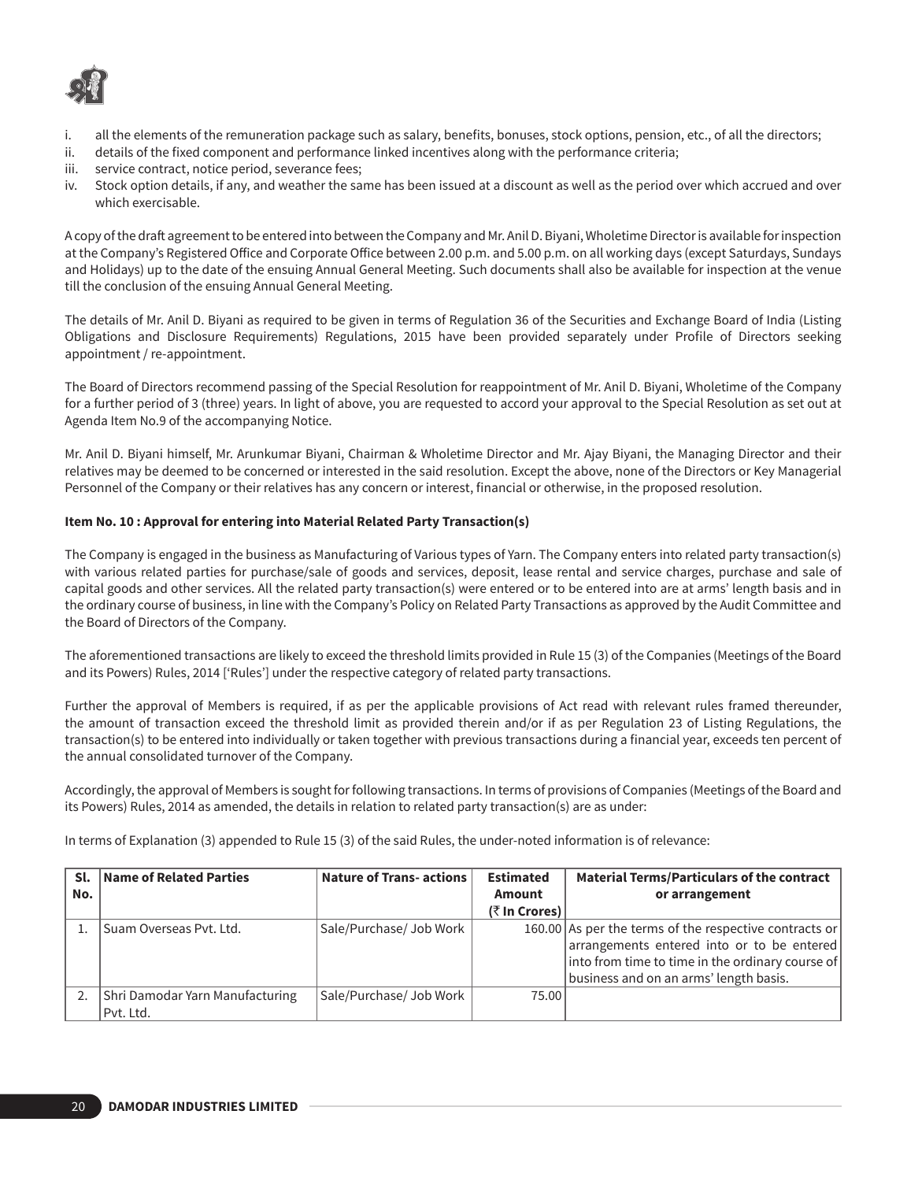i. all the elements of the remuneration package such as salary, benefits, bonuses, stock options, pension, etc., of all the directors;
ii. details of the fixed component and performance linked incentives along with the performance criteria;
iii. service contract, notice period, severance fees;
iv. Stock option details, if any, and weather the same has been issued at a discount as well as the period over which accrued and over which exercisable.

A copy of the draft agreement to be entered into between the Company and Mr. Anil D. Biyani, Wholetime Director is available for inspection at the Company's Registered Office and Corporate Office between 2.00 p.m. and 5.00 p.m. on all working days (except Saturdays, Sundays and Holidays) up to the date of the ensuing Annual General Meeting. Such documents shall also be available for inspection at the venue till the conclusion of the ensuing Annual General Meeting.

The details of Mr. Anil D. Biyani as required to be given in terms of Regulation 36 of the Securities and Exchange Board of India (Listing Obligations and Disclosure Requirements) Regulations, 2015 have been provided separately under Profile of Directors seeking appointment / re-appointment.

The Board of Directors recommend passing of the Special Resolution for reappointment of Mr. Anil D. Biyani, Wholetime of the Company for a further period of 3 (three) years. In light of above, you are requested to accord your approval to the Special Resolution as set out at Agenda Item No.9 of the accompanying Notice.

Mr. Anil D. Biyani himself, Mr. Arunkumar Biyani, Chairman & Wholetime Director and Mr. Ajay Biyani, the Managing Director and their relatives may be deemed to be concerned or interested in the said resolution. Except the above, none of the Directors or Key Managerial Personnel of the Company or their relatives has any concern or interest, financial or otherwise, in the proposed resolution.

**Item No. 10 : Approval for entering into Material Related Party Transaction(s)**

The Company is engaged in the business as Manufacturing of Various types of Yarn. The Company enters into related party transaction(s) with various related parties for purchase/sale of goods and services, deposit, lease rental and service charges, purchase and sale of capital goods and other services. All the related party transaction(s) were entered or to be entered into are at arms' length basis and in the ordinary course of business, in line with the Company's Policy on Related Party Transactions as approved by the Audit Committee and the Board of Directors of the Company.

The aforementioned transactions are likely to exceed the threshold limits provided in Rule 15 (3) of the Companies (Meetings of the Board and its Powers) Rules, 2014 ['Rules'] under the respective category of related party transactions.

Further the approval of Members is required, if as per the applicable provisions of Act read with relevant rules framed thereunder, the amount of transaction exceed the threshold limit as provided therein and/or if as per Regulation 23 of Listing Regulations, the transaction(s) to be entered into individually or taken together with previous transactions during a financial year, exceeds ten percent of the annual consolidated turnover of the Company.

Accordingly, the approval of Members is sought for following transactions. In terms of provisions of Companies (Meetings of the Board and its Powers) Rules, 2014 as amended, the details in relation to related party transaction(s) are as under:

In terms of Explanation (3) appended to Rule 15 (3) of the said Rules, the under-noted information is of relevance:

| Sl. No. | Name of Related Parties | Nature of Trans- actions | Estimated Amount (₹ In Crores) | Material Terms/Particulars of the contract or arrangement |
|---|---|---|---|---|
| 1. | Suam Overseas Pvt. Ltd. | Sale/Purchase/ Job Work | 160.00 | As per the terms of the respective contracts or arrangements entered into or to be entered into from time to time in the ordinary course of business and on an arms' length basis. |
| 2. | Shri Damodar Yarn Manufacturing Pvt. Ltd. | Sale/Purchase/ Job Work | 75.00 | |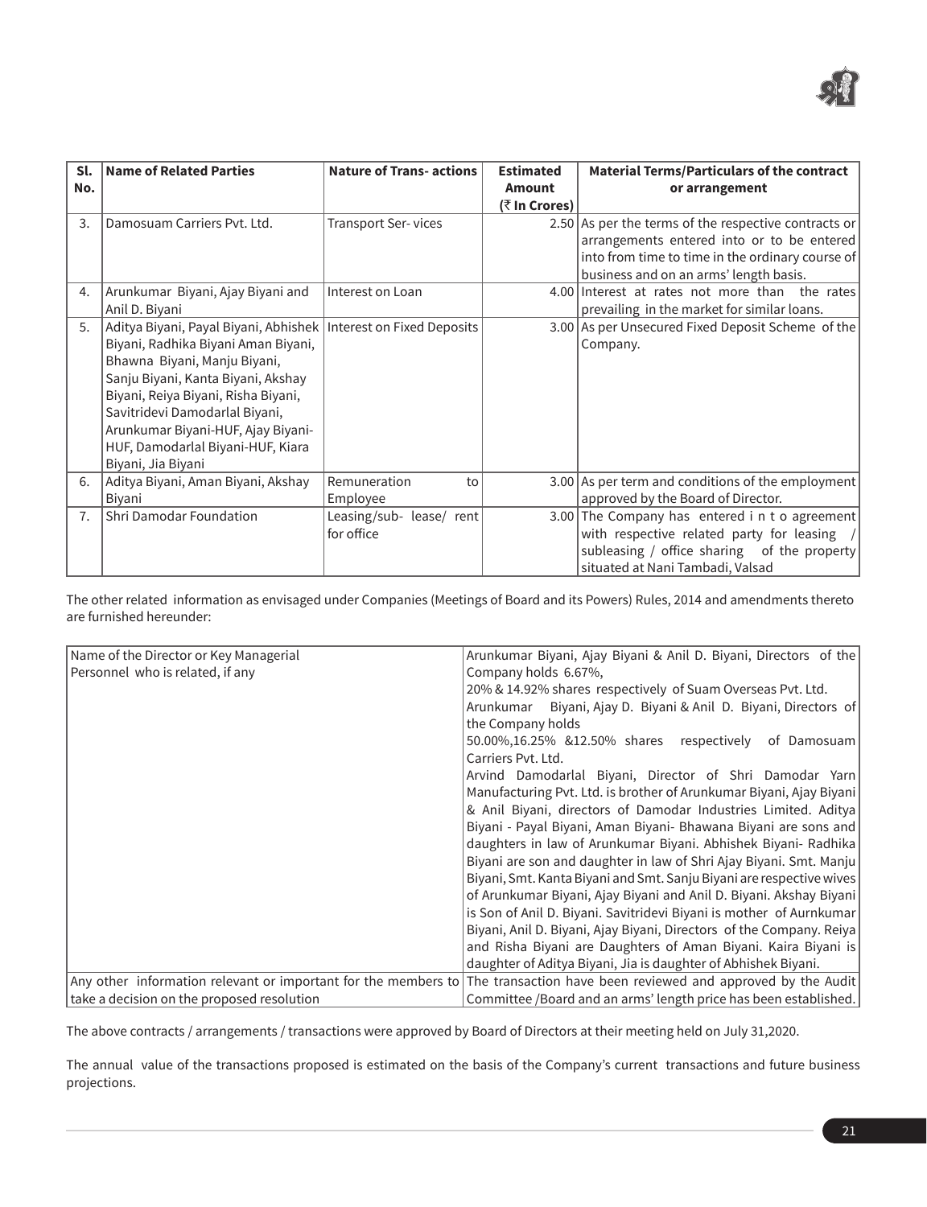| Sl. No. | Name of Related Parties | Nature of Trans- actions | Estimated Amount (₹ In Crores) | Material Terms/Particulars of the contract or arrangement |
|---|---|---|---|---|
| 3. | Damosuam Carriers Pvt. Ltd. | Transport Ser- vices | 2.50 | As per the terms of the respective contracts or arrangements entered into or to be entered into from time to time in the ordinary course of business and on an arms' length basis. |
| 4. | Arunkumar Biyani, Ajay Biyani and Anil D. Biyani | Interest on Loan | 4.00 | Interest at rates not more than the rates prevailing in the market for similar loans. |
| 5. | Aditya Biyani, Payal Biyani, Abhishek Biyani, Radhika Biyani Aman Biyani, Bhawna Biyani, Manju Biyani, Sanju Biyani, Kanta Biyani, Akshay Biyani, Reiya Biyani, Risha Biyani, Savitridevi Damodarlal Biyani, Arunkumar Biyani-HUF, Ajay Biyani-HUF, Damodarlal Biyani-HUF, Kiara Biyani, Jia Biyani | Interest on Fixed Deposits | 3.00 | As per Unsecured Fixed Deposit Scheme of the Company. |
| 6. | Aditya Biyani, Aman Biyani, Akshay Biyani | Remuneration to Employee | 3.00 | As per term and conditions of the employment approved by the Board of Director. |
| 7. | Shri Damodar Foundation | Leasing/sub- lease/ rent for office | 3.00 | The Company has entered i n t o agreement with respective related party for leasing / subleasing / office sharing of the property situated at Nani Tambadi, Valsad |

The other related information as envisaged under Companies (Meetings of Board and its Powers) Rules, 2014 and amendments thereto are furnished hereunder:

| | |
|---|---|
| Name of the Director or Key Managerial Personnel who is related, if any | Arunkumar Biyani, Ajay Biyani & Anil D. Biyani, Directors of the Company holds 6.67%, 20% & 14.92% shares respectively of Suam Overseas Pvt. Ltd. Arunkumar Biyani, Ajay D. Biyani & Anil D. Biyani, Directors of the Company holds 50.00%,16.25% &12.50% shares respectively of Damosuam Carriers Pvt. Ltd. Arvind Damodarlal Biyani, Director of Shri Damodar Yarn Manufacturing Pvt. Ltd. is brother of Arunkumar Biyani, Ajay Biyani & Anil Biyani, directors of Damodar Industries Limited. Aditya Biyani - Payal Biyani, Aman Biyani- Bhawana Biyani are sons and daughters in law of Arunkumar Biyani. Abhishek Biyani- Radhika Biyani are son and daughter in law of Shri Ajay Biyani. Smt. Manju Biyani, Smt. Kanta Biyani and Smt. Sanju Biyani are respective wives of Arunkumar Biyani, Ajay Biyani and Anil D. Biyani. Akshay Biyani is Son of Anil D. Biyani. Savitridevi Biyani is mother of Aurnkumar Biyani, Anil D. Biyani, Ajay Biyani, Directors of the Company. Reiya and Risha Biyani are Daughters of Aman Biyani. Kaira Biyani is daughter of Aditya Biyani, Jia is daughter of Abhishek Biyani. |
| Any other information relevant or important for the members to take a decision on the proposed resolution | The transaction have been reviewed and approved by the Audit Committee /Board and an arms' length price has been established. |

The above contracts / arrangements / transactions were approved by Board of Directors at their meeting held on July 31,2020.

The annual value of the transactions proposed is estimated on the basis of the Company's current transactions and future business projections.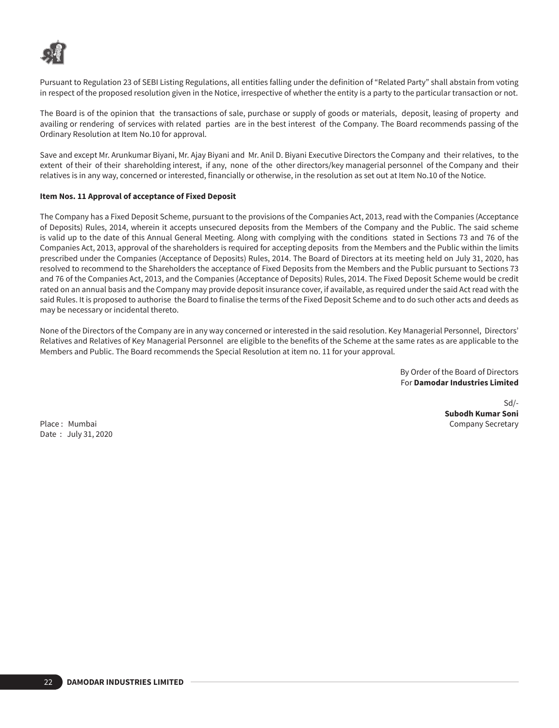Pursuant to Regulation 23 of SEBI Listing Regulations, all entities falling under the definition of "Related Party" shall abstain from voting in respect of the proposed resolution given in the Notice, irrespective of whether the entity is a party to the particular transaction or not.

The Board is of the opinion that the transactions of sale, purchase or supply of goods or materials, deposit, leasing of property and availing or rendering of services with related parties are in the best interest of the Company. The Board recommends passing of the Ordinary Resolution at Item No.10 for approval.

Save and except Mr. Arunkumar Biyani, Mr. Ajay Biyani and Mr. Anil D. Biyani Executive Directors the Company and their relatives, to the extent of their of their shareholding interest, if any, none of the other directors/key managerial personnel of the Company and their relatives is in any way, concerned or interested, financially or otherwise, in the resolution as set out at Item No.10 of the Notice.

**Item Nos. 11 Approval of acceptance of Fixed Deposit**

The Company has a Fixed Deposit Scheme, pursuant to the provisions of the Companies Act, 2013, read with the Companies (Acceptance of Deposits) Rules, 2014, wherein it accepts unsecured deposits from the Members of the Company and the Public. The said scheme is valid up to the date of this Annual General Meeting. Along with complying with the conditions stated in Sections 73 and 76 of the Companies Act, 2013, approval of the shareholders is required for accepting deposits from the Members and the Public within the limits prescribed under the Companies (Acceptance of Deposits) Rules, 2014. The Board of Directors at its meeting held on July 31, 2020, has resolved to recommend to the Shareholders the acceptance of Fixed Deposits from the Members and the Public pursuant to Sections 73 and 76 of the Companies Act, 2013, and the Companies (Acceptance of Deposits) Rules, 2014. The Fixed Deposit Scheme would be credit rated on an annual basis and the Company may provide deposit insurance cover, if available, as required under the said Act read with the said Rules. It is proposed to authorise the Board to finalise the terms of the Fixed Deposit Scheme and to do such other acts and deeds as may be necessary or incidental thereto.

None of the Directors of the Company are in any way concerned or interested in the said resolution. Key Managerial Personnel, Directors' Relatives and Relatives of Key Managerial Personnel are eligible to the benefits of the Scheme at the same rates as are applicable to the Members and Public. The Board recommends the Special Resolution at item no. 11 for your approval.

By Order of the Board of Directors
For **Damodar Industries Limited**

Sd/-
**Subodh Kumar Soni**
Company Secretary

Place : Mumbai
Date : July 31, 2020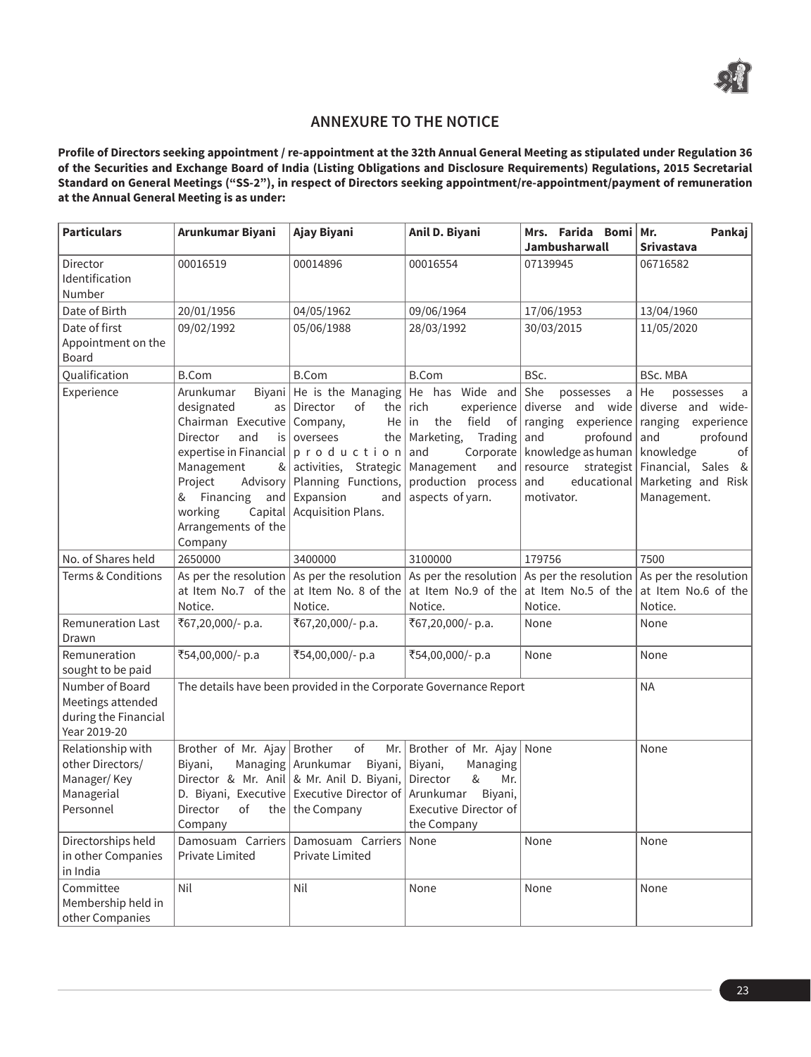## ANNEXURE TO THE NOTICE

**Profile of Directors seeking appointment / re-appointment at the 32th Annual General Meeting as stipulated under Regulation 36 of the Securities and Exchange Board of India (Listing Obligations and Disclosure Requirements) Regulations, 2015 Secretarial Standard on General Meetings ("SS-2"), in respect of Directors seeking appointment/re-appointment/payment of remuneration at the Annual General Meeting is as under:**

| Particulars | Arunkumar Biyani | Ajay Biyani | Anil D. Biyani | Mrs. Farida Bomi Jambusharwall | Mr. Pankaj Srivastava |
|---|---|---|---|---|---|
| Director Identification Number | 00016519 | 00014896 | 00016554 | 07139945 | 06716582 |
| Date of Birth | 20/01/1956 | 04/05/1962 | 09/06/1964 | 17/06/1953 | 13/04/1960 |
| Date of first Appointment on the Board | 09/02/1992 | 05/06/1988 | 28/03/1992 | 30/03/2015 | 11/05/2020 |
| Qualification | B.Com | B.Com | B.Com | BSc. | BSc. MBA |
| Experience | Arunkumar Biyani designated as Chairman Executive Director and is expertise in Financial Management & Project Advisory & Financing and working Capital Arrangements of the Company | He is the Managing Director of the Company, He oversees the production activities, Strategic Planning Functions, Expansion and Acquisition Plans. | He has Wide and rich experience in the field of Marketing, Trading and Corporate Management and production process aspects of yarn. | She possesses a diverse and wide ranging experience and profound knowledge as human resource strategist and educational motivator. | He possesses a diverse and wide-ranging experience and profound knowledge of Financial, Sales & Marketing and Risk Management. |
| No. of Shares held | 2650000 | 3400000 | 3100000 | 179756 | 7500 |
| Terms & Conditions | As per the resolution at Item No.7 of the Notice. | As per the resolution at Item No. 8 of the Notice. | As per the resolution at Item No.9 of the Notice. | As per the resolution at Item No.5 of the Notice. | As per the resolution at Item No.6 of the Notice. |
| Remuneration Last Drawn | ₹67,20,000/- p.a. | ₹67,20,000/- p.a. | ₹67,20,000/- p.a. | None | None |
| Remuneration sought to be paid | ₹54,00,000/- p.a | ₹54,00,000/- p.a | ₹54,00,000/- p.a | None | None |
| Number of Board Meetings attended during the Financial Year 2019-20 | The details have been provided in the Corporate Governance Report | | | | NA |
| Relationship with other Directors/ Manager/ Key Managerial Personnel | Brother of Mr. Ajay Biyani, Managing Director & Mr. Anil D. Biyani, Executive Director of the Company | Brother of Mr. Arunkumar Biyani, & Mr. Anil D. Biyani, Executive Director of the Company | Brother of Mr. Ajay Biyani, Managing Director & Mr. Arunkumar Biyani, Executive Director of the Company | None | None |
| Directorships held in other Companies in India | Damosuam Carriers Private Limited | Damosuam Carriers Private Limited | None | None | None |
| Committee Membership held in other Companies | Nil | Nil | None | None | None |